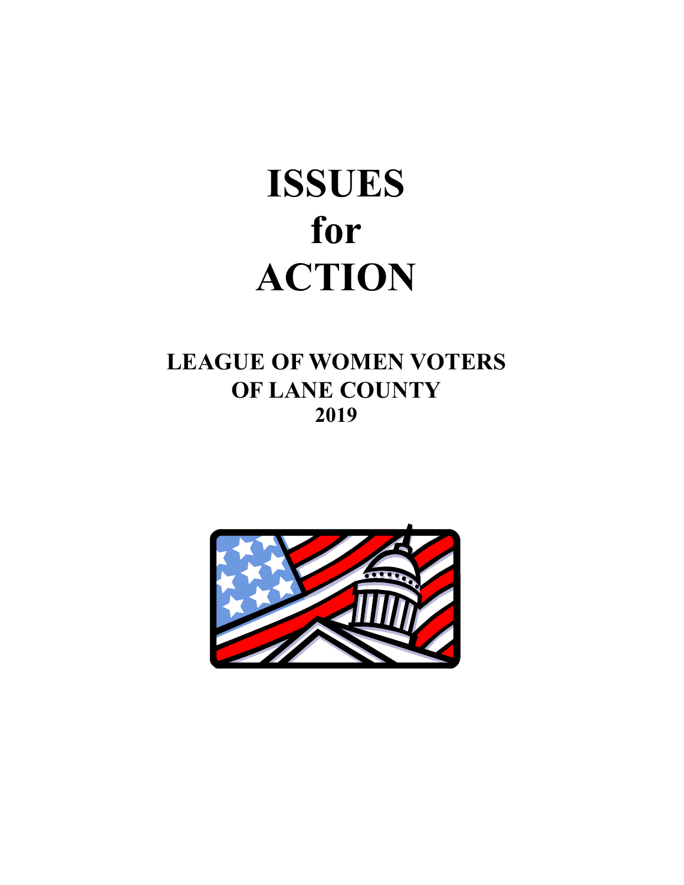# ISSUES for ACTION

## LEAGUE OF WOMEN VOTERS OF LANE COUNTY

## 2019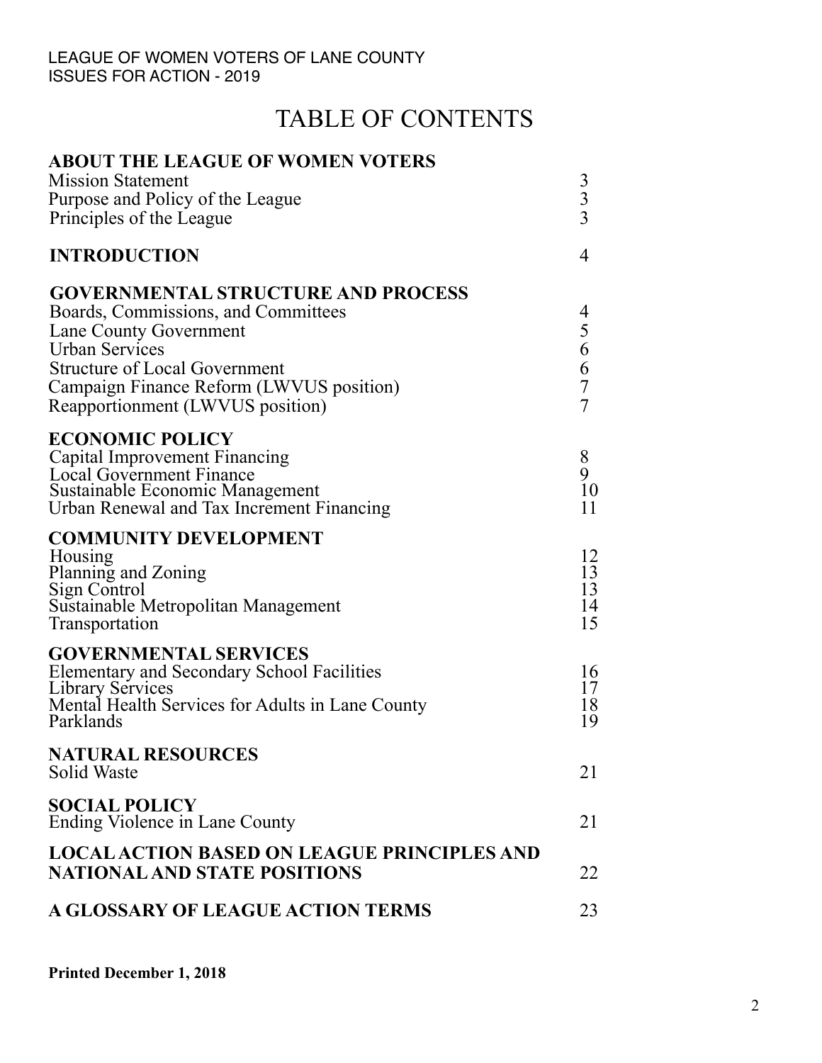LEAGUE OF WOMEN VOTERS OF LANE COUNTY
ISSUES FOR ACTION - 2019

# TABLE OF CONTENTS

| | |
|---|---|
| **ABOUT THE LEAGUE OF WOMEN VOTERS** | |
| Mission Statement | 3 |
| Purpose and Policy of the League | 3 |
| Principles of the League | 3 |
| **INTRODUCTION** | 4 |
| **GOVERNMENTAL STRUCTURE AND PROCESS** | |
| Boards, Commissions, and Committees | 4 |
| Lane County Government | 5 |
| Urban Services | 6 |
| Structure of Local Government | 6 |
| Campaign Finance Reform (LWVUS position) | 7 |
| Reapportionment (LWVUS position) | 7 |
| **ECONOMIC POLICY** | |
| Capital Improvement Financing | 8 |
| Local Government Finance | 9 |
| Sustainable Economic Management | 10 |
| Urban Renewal and Tax Increment Financing | 11 |
| **COMMUNITY DEVELOPMENT** | |
| Housing | 12 |
| Planning and Zoning | 13 |
| Sign Control | 13 |
| Sustainable Metropolitan Management | 14 |
| Transportation | 15 |
| **GOVERNMENTAL SERVICES** | |
| Elementary and Secondary School Facilities | 16 |
| Library Services | 17 |
| Mental Health Services for Adults in Lane County | 18 |
| Parklands | 19 |
| **NATURAL RESOURCES** | |
| Solid Waste | 21 |
| **SOCIAL POLICY** | |
| Ending Violence in Lane County | 21 |
| **LOCAL ACTION BASED ON LEAGUE PRINCIPLES AND NATIONAL AND STATE POSITIONS** | 22 |
| **A GLOSSARY OF LEAGUE ACTION TERMS** | 23 |

**Printed December 1, 2018**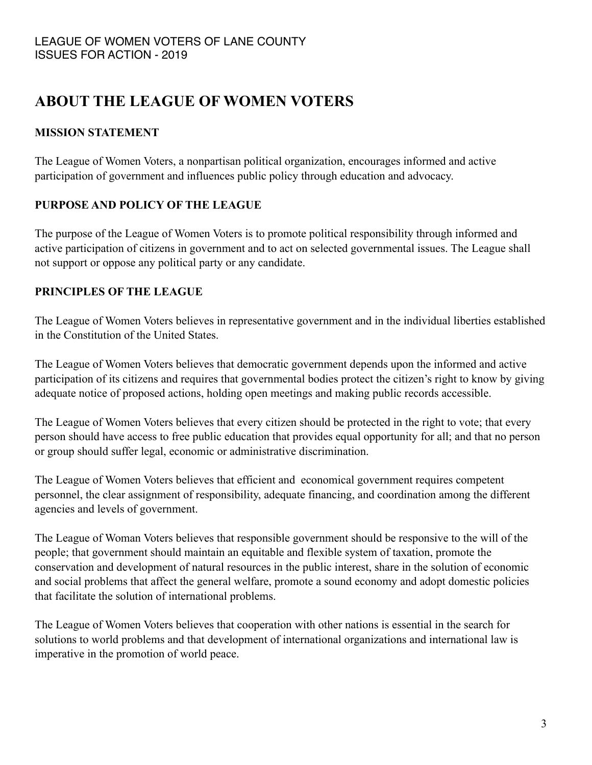# ABOUT THE LEAGUE OF WOMEN VOTERS

## MISSION STATEMENT

The League of Women Voters, a nonpartisan political organization, encourages informed and active participation of government and influences public policy through education and advocacy.

## PURPOSE AND POLICY OF THE LEAGUE

The purpose of the League of Women Voters is to promote political responsibility through informed and active participation of citizens in government and to act on selected governmental issues. The League shall not support or oppose any political party or any candidate.

## PRINCIPLES OF THE LEAGUE

The League of Women Voters believes in representative government and in the individual liberties established in the Constitution of the United States.

The League of Women Voters believes that democratic government depends upon the informed and active participation of its citizens and requires that governmental bodies protect the citizen's right to know by giving adequate notice of proposed actions, holding open meetings and making public records accessible.

The League of Women Voters believes that every citizen should be protected in the right to vote; that every person should have access to free public education that provides equal opportunity for all; and that no person or group should suffer legal, economic or administrative discrimination.

The League of Women Voters believes that efficient and economical government requires competent personnel, the clear assignment of responsibility, adequate financing, and coordination among the different agencies and levels of government.

The League of Woman Voters believes that responsible government should be responsive to the will of the people; that government should maintain an equitable and flexible system of taxation, promote the conservation and development of natural resources in the public interest, share in the solution of economic and social problems that affect the general welfare, promote a sound economy and adopt domestic policies that facilitate the solution of international problems.

The League of Women Voters believes that cooperation with other nations is essential in the search for solutions to world problems and that development of international organizations and international law is imperative in the promotion of world peace.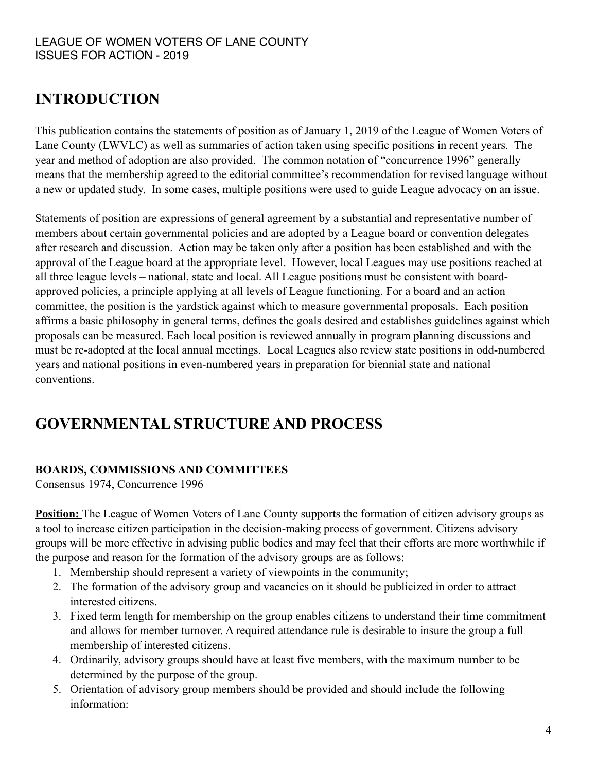## INTRODUCTION

This publication contains the statements of position as of January 1, 2019 of the League of Women Voters of Lane County (LWVLC) as well as summaries of action taken using specific positions in recent years. The year and method of adoption are also provided. The common notation of "concurrence 1996" generally means that the membership agreed to the editorial committee's recommendation for revised language without a new or updated study. In some cases, multiple positions were used to guide League advocacy on an issue.

Statements of position are expressions of general agreement by a substantial and representative number of members about certain governmental policies and are adopted by a League board or convention delegates after research and discussion. Action may be taken only after a position has been established and with the approval of the League board at the appropriate level. However, local Leagues may use positions reached at all three league levels – national, state and local. All League positions must be consistent with board-approved policies, a principle applying at all levels of League functioning. For a board and an action committee, the position is the yardstick against which to measure governmental proposals. Each position affirms a basic philosophy in general terms, defines the goals desired and establishes guidelines against which proposals can be measured. Each local position is reviewed annually in program planning discussions and must be re-adopted at the local annual meetings. Local Leagues also review state positions in odd-numbered years and national positions in even-numbered years in preparation for biennial state and national conventions.

## GOVERNMENTAL STRUCTURE AND PROCESS

### BOARDS, COMMISSIONS AND COMMITTEES

Consensus 1974, Concurrence 1996

**Position:** The League of Women Voters of Lane County supports the formation of citizen advisory groups as a tool to increase citizen participation in the decision-making process of government. Citizens advisory groups will be more effective in advising public bodies and may feel that their efforts are more worthwhile if the purpose and reason for the formation of the advisory groups are as follows:

1. Membership should represent a variety of viewpoints in the community;
2. The formation of the advisory group and vacancies on it should be publicized in order to attract interested citizens.
3. Fixed term length for membership on the group enables citizens to understand their time commitment and allows for member turnover. A required attendance rule is desirable to insure the group a full membership of interested citizens.
4. Ordinarily, advisory groups should have at least five members, with the maximum number to be determined by the purpose of the group.
5. Orientation of advisory group members should be provided and should include the following information: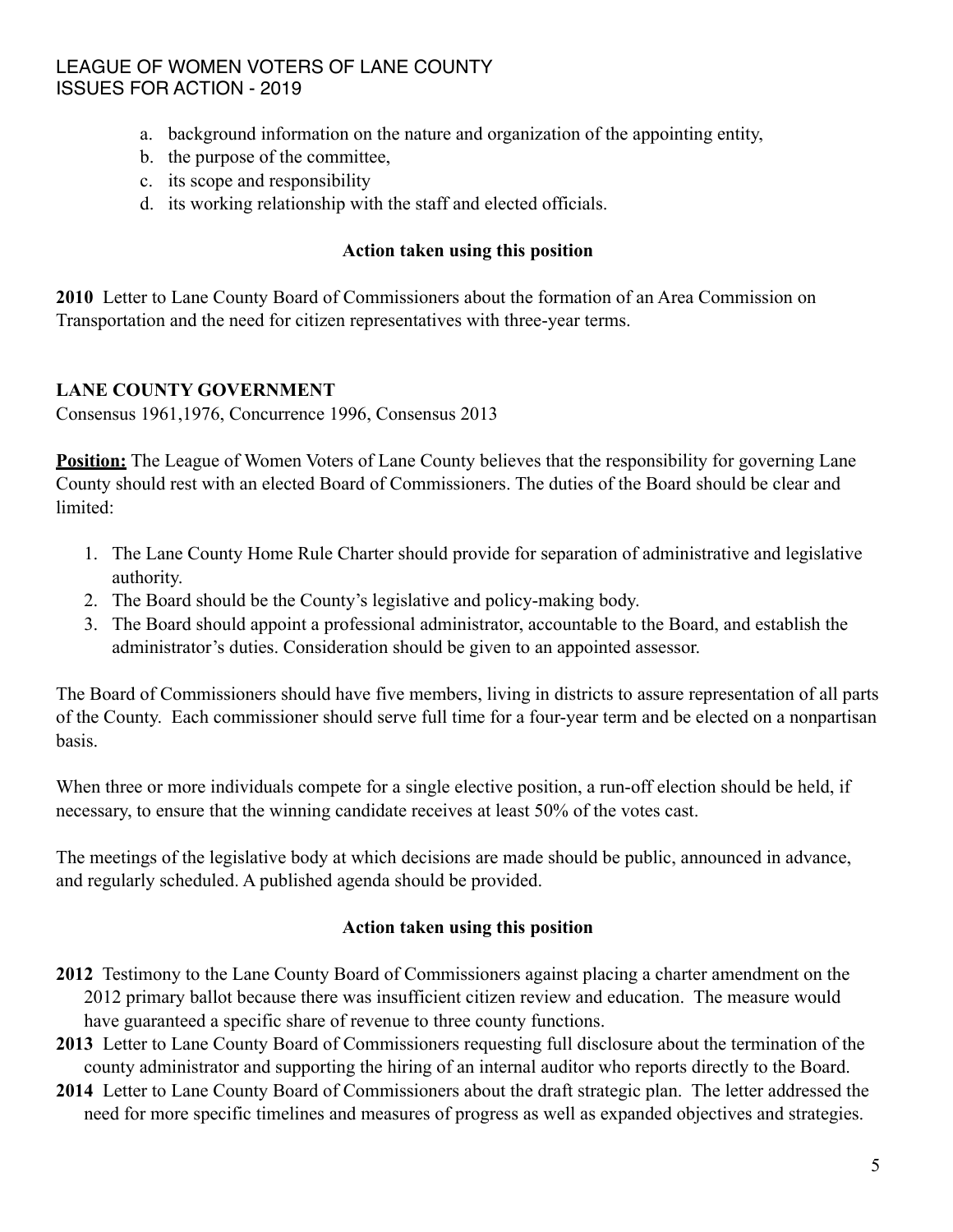a. background information on the nature and organization of the appointing entity,
b. the purpose of the committee,
c. its scope and responsibility
d. its working relationship with the staff and elected officials.

**Action taken using this position**

**2010** Letter to Lane County Board of Commissioners about the formation of an Area Commission on Transportation and the need for citizen representatives with three-year terms.

## LANE COUNTY GOVERNMENT

Consensus 1961,1976, Concurrence 1996, Consensus 2013

**Position:** The League of Women Voters of Lane County believes that the responsibility for governing Lane County should rest with an elected Board of Commissioners. The duties of the Board should be clear and limited:

1. The Lane County Home Rule Charter should provide for separation of administrative and legislative authority.
2. The Board should be the County's legislative and policy-making body.
3. The Board should appoint a professional administrator, accountable to the Board, and establish the administrator's duties. Consideration should be given to an appointed assessor.

The Board of Commissioners should have five members, living in districts to assure representation of all parts of the County. Each commissioner should serve full time for a four-year term and be elected on a nonpartisan basis.

When three or more individuals compete for a single elective position, a run-off election should be held, if necessary, to ensure that the winning candidate receives at least 50% of the votes cast.

The meetings of the legislative body at which decisions are made should be public, announced in advance, and regularly scheduled. A published agenda should be provided.

**Action taken using this position**

**2012** Testimony to the Lane County Board of Commissioners against placing a charter amendment on the 2012 primary ballot because there was insufficient citizen review and education. The measure would have guaranteed a specific share of revenue to three county functions.

**2013** Letter to Lane County Board of Commissioners requesting full disclosure about the termination of the county administrator and supporting the hiring of an internal auditor who reports directly to the Board.

**2014** Letter to Lane County Board of Commissioners about the draft strategic plan. The letter addressed the need for more specific timelines and measures of progress as well as expanded objectives and strategies.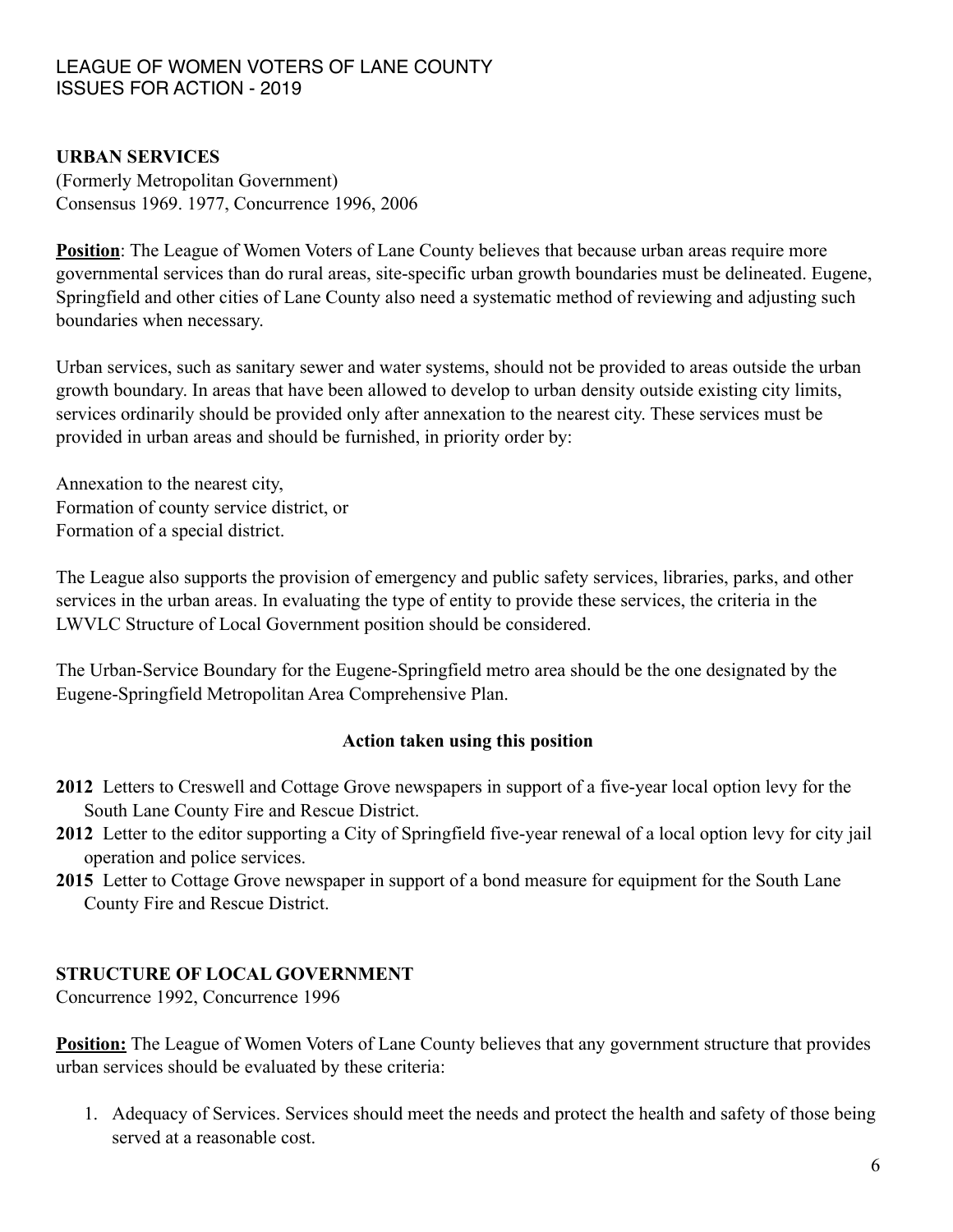## URBAN SERVICES

(Formerly Metropolitan Government)
Consensus 1969. 1977, Concurrence 1996, 2006

**Position**: The League of Women Voters of Lane County believes that because urban areas require more governmental services than do rural areas, site-specific urban growth boundaries must be delineated. Eugene, Springfield and other cities of Lane County also need a systematic method of reviewing and adjusting such boundaries when necessary.

Urban services, such as sanitary sewer and water systems, should not be provided to areas outside the urban growth boundary. In areas that have been allowed to develop to urban density outside existing city limits, services ordinarily should be provided only after annexation to the nearest city. These services must be provided in urban areas and should be furnished, in priority order by:

Annexation to the nearest city,
Formation of county service district, or
Formation of a special district.

The League also supports the provision of emergency and public safety services, libraries, parks, and other services in the urban areas. In evaluating the type of entity to provide these services, the criteria in the LWVLC Structure of Local Government position should be considered.

The Urban-Service Boundary for the Eugene-Springfield metro area should be the one designated by the Eugene-Springfield Metropolitan Area Comprehensive Plan.

**Action taken using this position**

- **2012** Letters to Creswell and Cottage Grove newspapers in support of a five-year local option levy for the South Lane County Fire and Rescue District.
- **2012** Letter to the editor supporting a City of Springfield five-year renewal of a local option levy for city jail operation and police services.
- **2015** Letter to Cottage Grove newspaper in support of a bond measure for equipment for the South Lane County Fire and Rescue District.

## STRUCTURE OF LOCAL GOVERNMENT

Concurrence 1992, Concurrence 1996

**Position:** The League of Women Voters of Lane County believes that any government structure that provides urban services should be evaluated by these criteria:

1. Adequacy of Services. Services should meet the needs and protect the health and safety of those being served at a reasonable cost.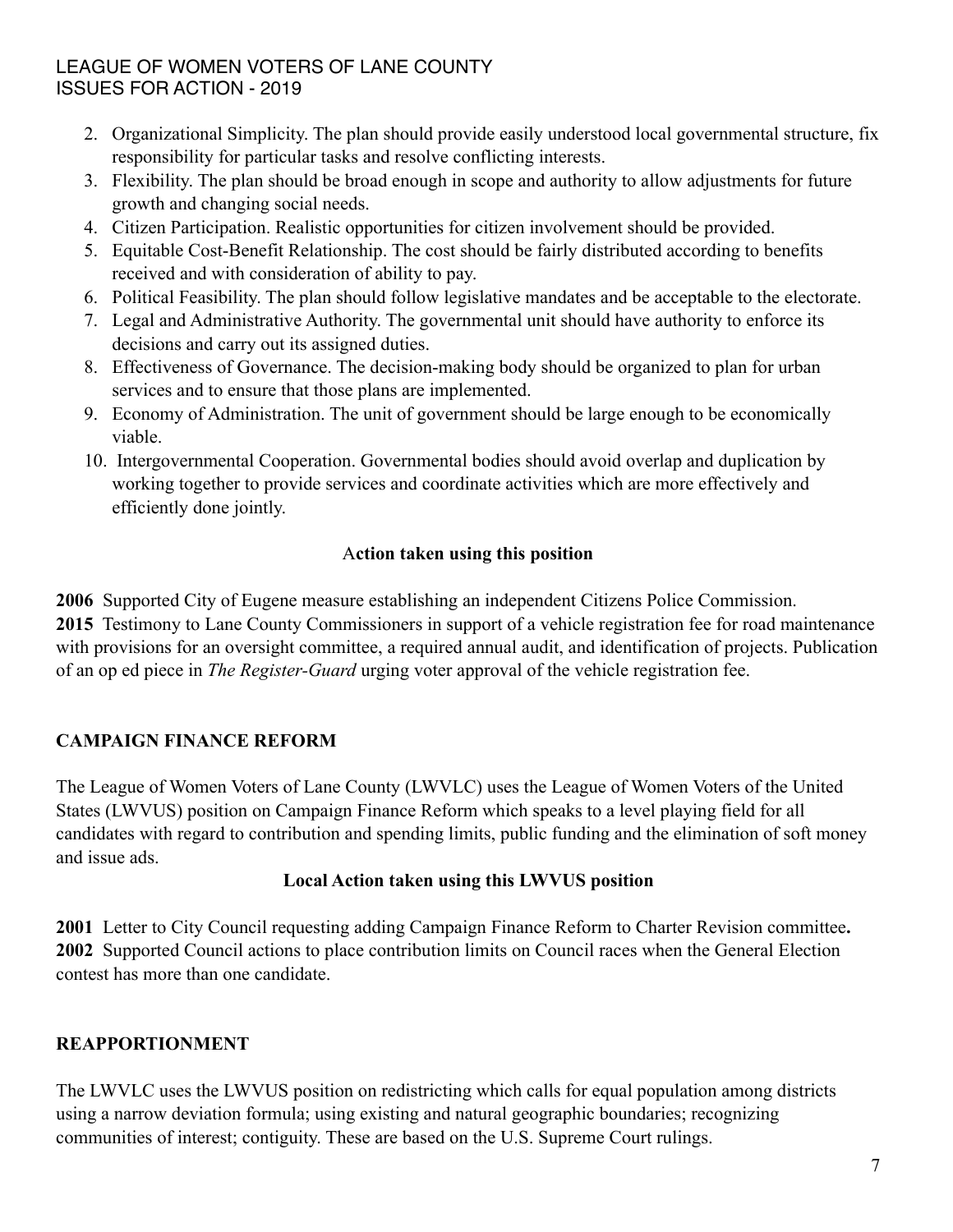2. Organizational Simplicity. The plan should provide easily understood local governmental structure, fix responsibility for particular tasks and resolve conflicting interests.
3. Flexibility. The plan should be broad enough in scope and authority to allow adjustments for future growth and changing social needs.
4. Citizen Participation. Realistic opportunities for citizen involvement should be provided.
5. Equitable Cost-Benefit Relationship. The cost should be fairly distributed according to benefits received and with consideration of ability to pay.
6. Political Feasibility. The plan should follow legislative mandates and be acceptable to the electorate.
7. Legal and Administrative Authority. The governmental unit should have authority to enforce its decisions and carry out its assigned duties.
8. Effectiveness of Governance. The decision-making body should be organized to plan for urban services and to ensure that those plans are implemented.
9. Economy of Administration. The unit of government should be large enough to be economically viable.
10. Intergovernmental Cooperation. Governmental bodies should avoid overlap and duplication by working together to provide services and coordinate activities which are more effectively and efficiently done jointly.

**Action taken using this position**

**2006** Supported City of Eugene measure establishing an independent Citizens Police Commission.
**2015** Testimony to Lane County Commissioners in support of a vehicle registration fee for road maintenance with provisions for an oversight committee, a required annual audit, and identification of projects. Publication of an op ed piece in *The Register-Guard* urging voter approval of the vehicle registration fee.

## CAMPAIGN FINANCE REFORM

The League of Women Voters of Lane County (LWVLC) uses the League of Women Voters of the United States (LWVUS) position on Campaign Finance Reform which speaks to a level playing field for all candidates with regard to contribution and spending limits, public funding and the elimination of soft money and issue ads.

**Local Action taken using this LWVUS position**

**2001** Letter to City Council requesting adding Campaign Finance Reform to Charter Revision committee**.**
**2002** Supported Council actions to place contribution limits on Council races when the General Election contest has more than one candidate.

## REAPPORTIONMENT

The LWVLC uses the LWVUS position on redistricting which calls for equal population among districts using a narrow deviation formula; using existing and natural geographic boundaries; recognizing communities of interest; contiguity. These are based on the U.S. Supreme Court rulings.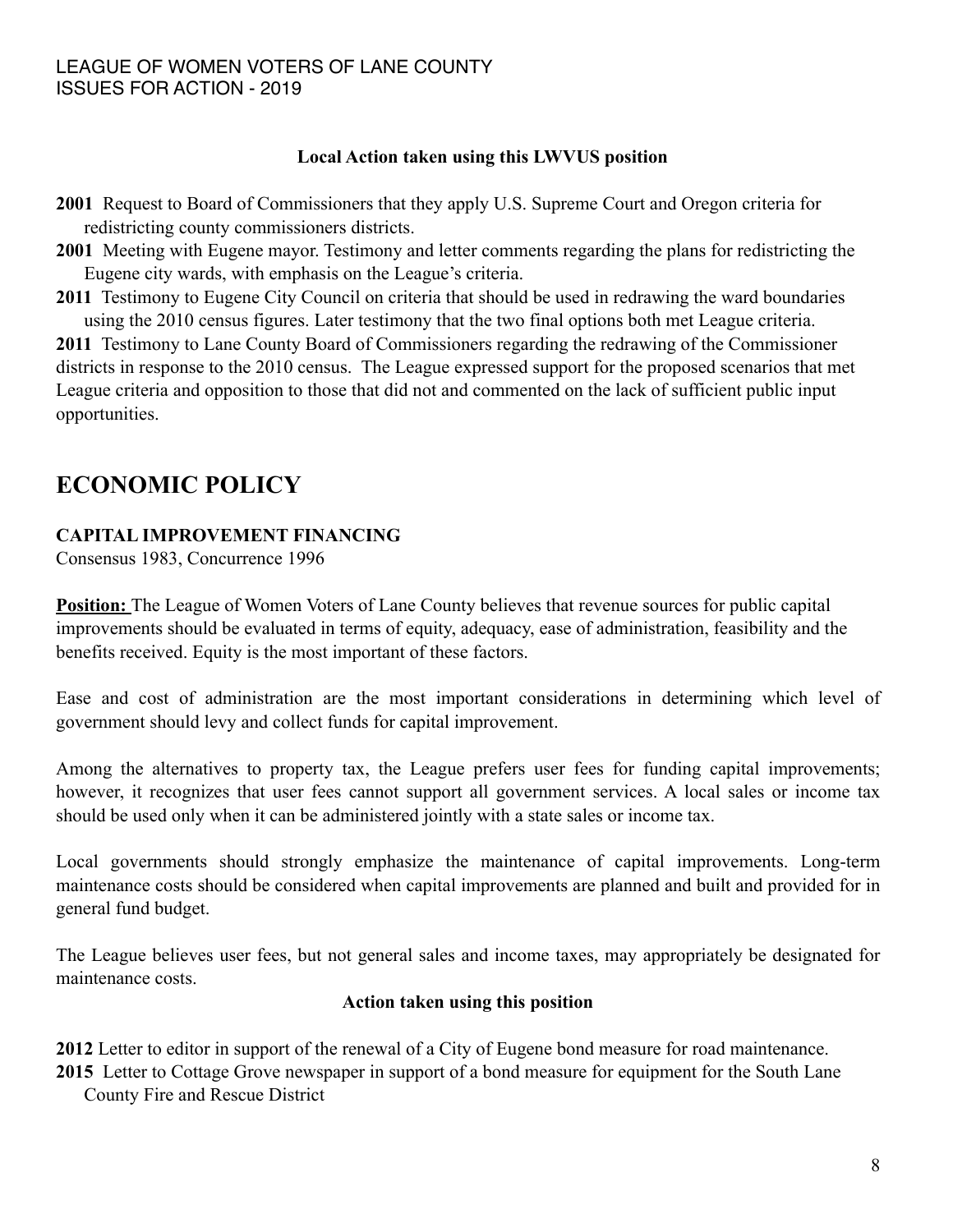**Local Action taken using this LWVUS position**

**2001** Request to Board of Commissioners that they apply U.S. Supreme Court and Oregon criteria for redistricting county commissioners districts.

**2001** Meeting with Eugene mayor. Testimony and letter comments regarding the plans for redistricting the Eugene city wards, with emphasis on the League's criteria.

**2011** Testimony to Eugene City Council on criteria that should be used in redrawing the ward boundaries using the 2010 census figures. Later testimony that the two final options both met League criteria.

**2011** Testimony to Lane County Board of Commissioners regarding the redrawing of the Commissioner districts in response to the 2010 census. The League expressed support for the proposed scenarios that met League criteria and opposition to those that did not and commented on the lack of sufficient public input opportunities.

# ECONOMIC POLICY

**CAPITAL IMPROVEMENT FINANCING**

Consensus 1983, Concurrence 1996

**Position:** The League of Women Voters of Lane County believes that revenue sources for public capital improvements should be evaluated in terms of equity, adequacy, ease of administration, feasibility and the benefits received. Equity is the most important of these factors.

Ease and cost of administration are the most important considerations in determining which level of government should levy and collect funds for capital improvement.

Among the alternatives to property tax, the League prefers user fees for funding capital improvements; however, it recognizes that user fees cannot support all government services. A local sales or income tax should be used only when it can be administered jointly with a state sales or income tax.

Local governments should strongly emphasize the maintenance of capital improvements. Long-term maintenance costs should be considered when capital improvements are planned and built and provided for in general fund budget.

The League believes user fees, but not general sales and income taxes, may appropriately be designated for maintenance costs.

**Action taken using this position**

**2012** Letter to editor in support of the renewal of a City of Eugene bond measure for road maintenance.

**2015** Letter to Cottage Grove newspaper in support of a bond measure for equipment for the South Lane County Fire and Rescue District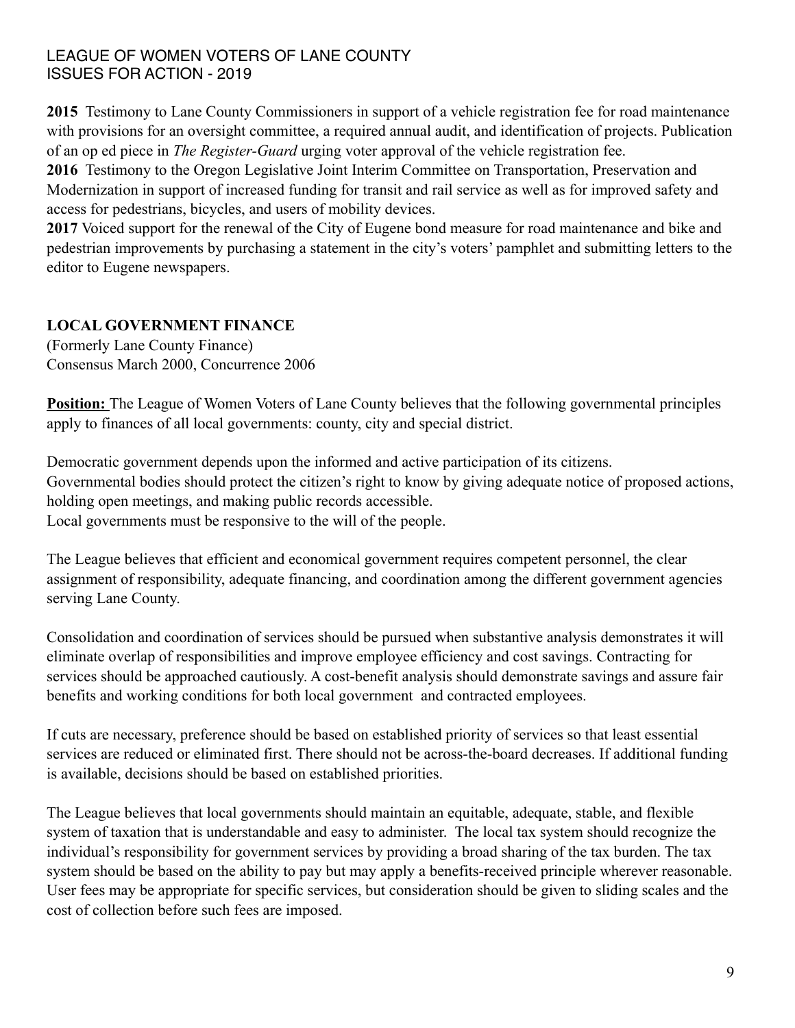**2015** Testimony to Lane County Commissioners in support of a vehicle registration fee for road maintenance with provisions for an oversight committee, a required annual audit, and identification of projects. Publication of an op ed piece in *The Register-Guard* urging voter approval of the vehicle registration fee.

**2016** Testimony to the Oregon Legislative Joint Interim Committee on Transportation, Preservation and Modernization in support of increased funding for transit and rail service as well as for improved safety and access for pedestrians, bicycles, and users of mobility devices.

**2017** Voiced support for the renewal of the City of Eugene bond measure for road maintenance and bike and pedestrian improvements by purchasing a statement in the city's voters' pamphlet and submitting letters to the editor to Eugene newspapers.

## LOCAL GOVERNMENT FINANCE

(Formerly Lane County Finance)
Consensus March 2000, Concurrence 2006

**Position:** The League of Women Voters of Lane County believes that the following governmental principles apply to finances of all local governments: county, city and special district.

Democratic government depends upon the informed and active participation of its citizens.
Governmental bodies should protect the citizen's right to know by giving adequate notice of proposed actions, holding open meetings, and making public records accessible.
Local governments must be responsive to the will of the people.

The League believes that efficient and economical government requires competent personnel, the clear assignment of responsibility, adequate financing, and coordination among the different government agencies serving Lane County.

Consolidation and coordination of services should be pursued when substantive analysis demonstrates it will eliminate overlap of responsibilities and improve employee efficiency and cost savings. Contracting for services should be approached cautiously. A cost-benefit analysis should demonstrate savings and assure fair benefits and working conditions for both local government and contracted employees.

If cuts are necessary, preference should be based on established priority of services so that least essential services are reduced or eliminated first. There should not be across-the-board decreases. If additional funding is available, decisions should be based on established priorities.

The League believes that local governments should maintain an equitable, adequate, stable, and flexible system of taxation that is understandable and easy to administer. The local tax system should recognize the individual's responsibility for government services by providing a broad sharing of the tax burden. The tax system should be based on the ability to pay but may apply a benefits-received principle wherever reasonable. User fees may be appropriate for specific services, but consideration should be given to sliding scales and the cost of collection before such fees are imposed.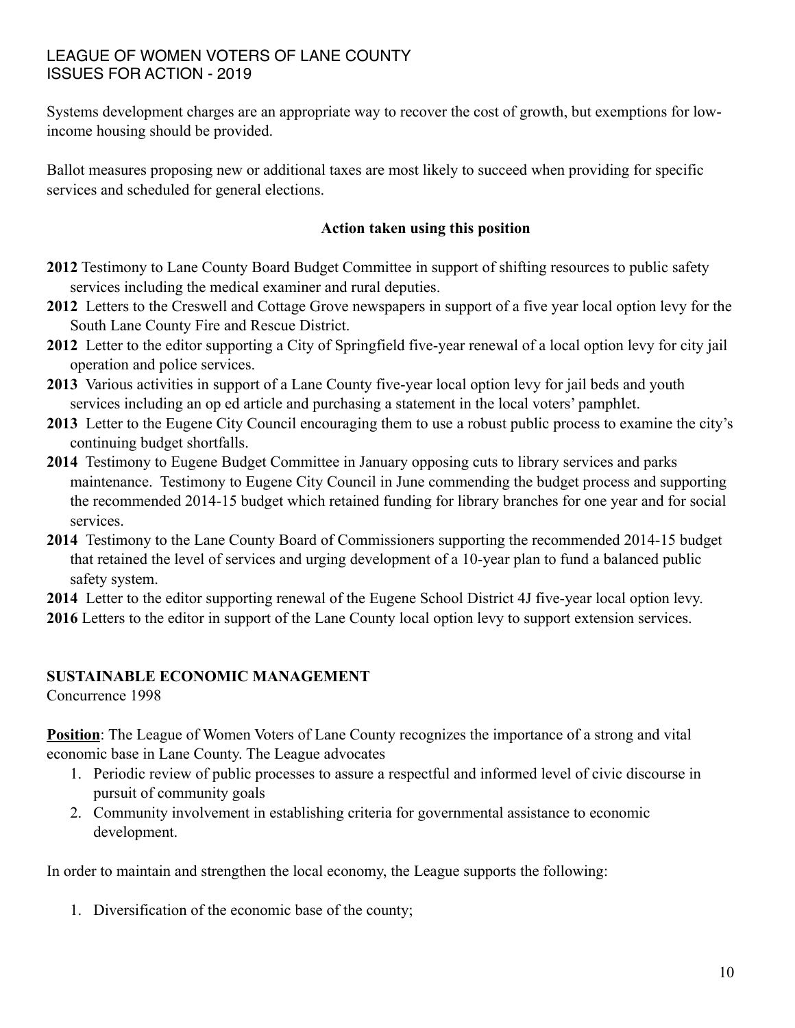Systems development charges are an appropriate way to recover the cost of growth, but exemptions for low-income housing should be provided.

Ballot measures proposing new or additional taxes are most likely to succeed when providing for specific services and scheduled for general elections.

**Action taken using this position**

**2012** Testimony to Lane County Board Budget Committee in support of shifting resources to public safety services including the medical examiner and rural deputies.

**2012** Letters to the Creswell and Cottage Grove newspapers in support of a five year local option levy for the South Lane County Fire and Rescue District.

**2012** Letter to the editor supporting a City of Springfield five-year renewal of a local option levy for city jail operation and police services.

**2013** Various activities in support of a Lane County five-year local option levy for jail beds and youth services including an op ed article and purchasing a statement in the local voters' pamphlet.

**2013** Letter to the Eugene City Council encouraging them to use a robust public process to examine the city's continuing budget shortfalls.

**2014** Testimony to Eugene Budget Committee in January opposing cuts to library services and parks maintenance. Testimony to Eugene City Council in June commending the budget process and supporting the recommended 2014-15 budget which retained funding for library branches for one year and for social services.

**2014** Testimony to the Lane County Board of Commissioners supporting the recommended 2014-15 budget that retained the level of services and urging development of a 10-year plan to fund a balanced public safety system.

**2014** Letter to the editor supporting renewal of the Eugene School District 4J five-year local option levy.

**2016** Letters to the editor in support of the Lane County local option levy to support extension services.

## SUSTAINABLE ECONOMIC MANAGEMENT

Concurrence 1998

**Position**: The League of Women Voters of Lane County recognizes the importance of a strong and vital economic base in Lane County. The League advocates

1. Periodic review of public processes to assure a respectful and informed level of civic discourse in pursuit of community goals
2. Community involvement in establishing criteria for governmental assistance to economic development.

In order to maintain and strengthen the local economy, the League supports the following:

1. Diversification of the economic base of the county;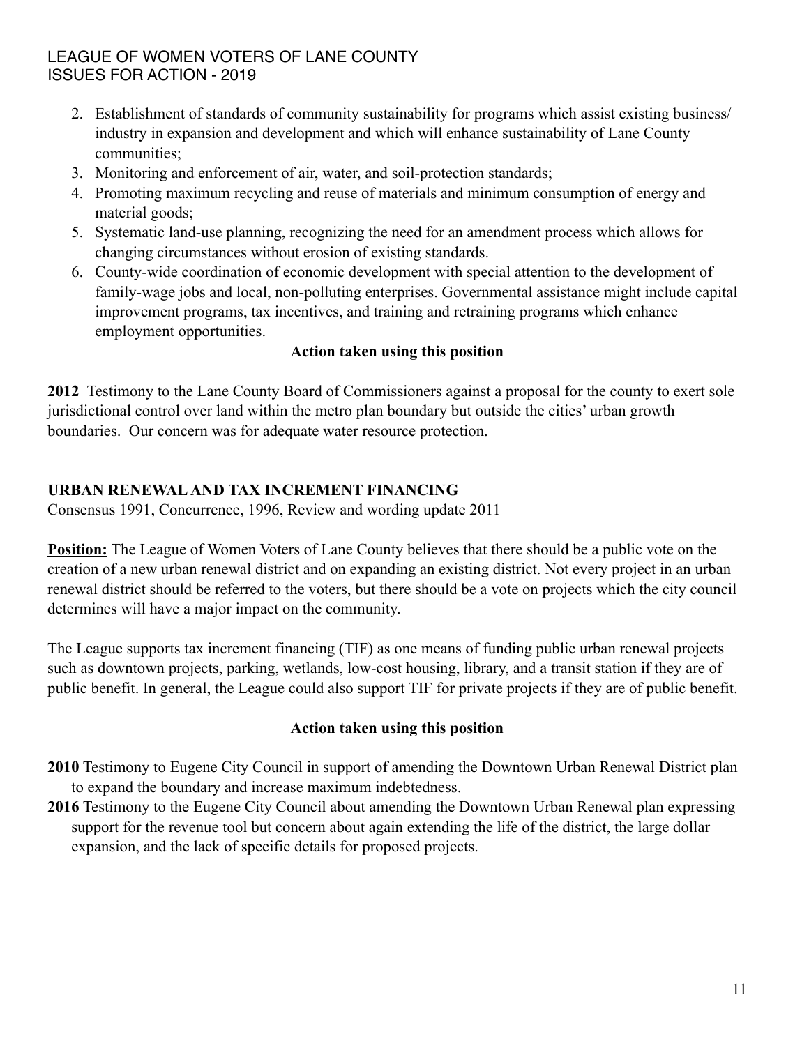2. Establishment of standards of community sustainability for programs which assist existing business/ industry in expansion and development and which will enhance sustainability of Lane County communities;
3. Monitoring and enforcement of air, water, and soil-protection standards;
4. Promoting maximum recycling and reuse of materials and minimum consumption of energy and material goods;
5. Systematic land-use planning, recognizing the need for an amendment process which allows for changing circumstances without erosion of existing standards.
6. County-wide coordination of economic development with special attention to the development of family-wage jobs and local, non-polluting enterprises. Governmental assistance might include capital improvement programs, tax incentives, and training and retraining programs which enhance employment opportunities.

**Action taken using this position**

**2012** Testimony to the Lane County Board of Commissioners against a proposal for the county to exert sole jurisdictional control over land within the metro plan boundary but outside the cities' urban growth boundaries. Our concern was for adequate water resource protection.

## URBAN RENEWAL AND TAX INCREMENT FINANCING

Consensus 1991, Concurrence, 1996, Review and wording update 2011

**Position:** The League of Women Voters of Lane County believes that there should be a public vote on the creation of a new urban renewal district and on expanding an existing district. Not every project in an urban renewal district should be referred to the voters, but there should be a vote on projects which the city council determines will have a major impact on the community.

The League supports tax increment financing (TIF) as one means of funding public urban renewal projects such as downtown projects, parking, wetlands, low-cost housing, library, and a transit station if they are of public benefit. In general, the League could also support TIF for private projects if they are of public benefit.

**Action taken using this position**

**2010** Testimony to Eugene City Council in support of amending the Downtown Urban Renewal District plan to expand the boundary and increase maximum indebtedness.

**2016** Testimony to the Eugene City Council about amending the Downtown Urban Renewal plan expressing support for the revenue tool but concern about again extending the life of the district, the large dollar expansion, and the lack of specific details for proposed projects.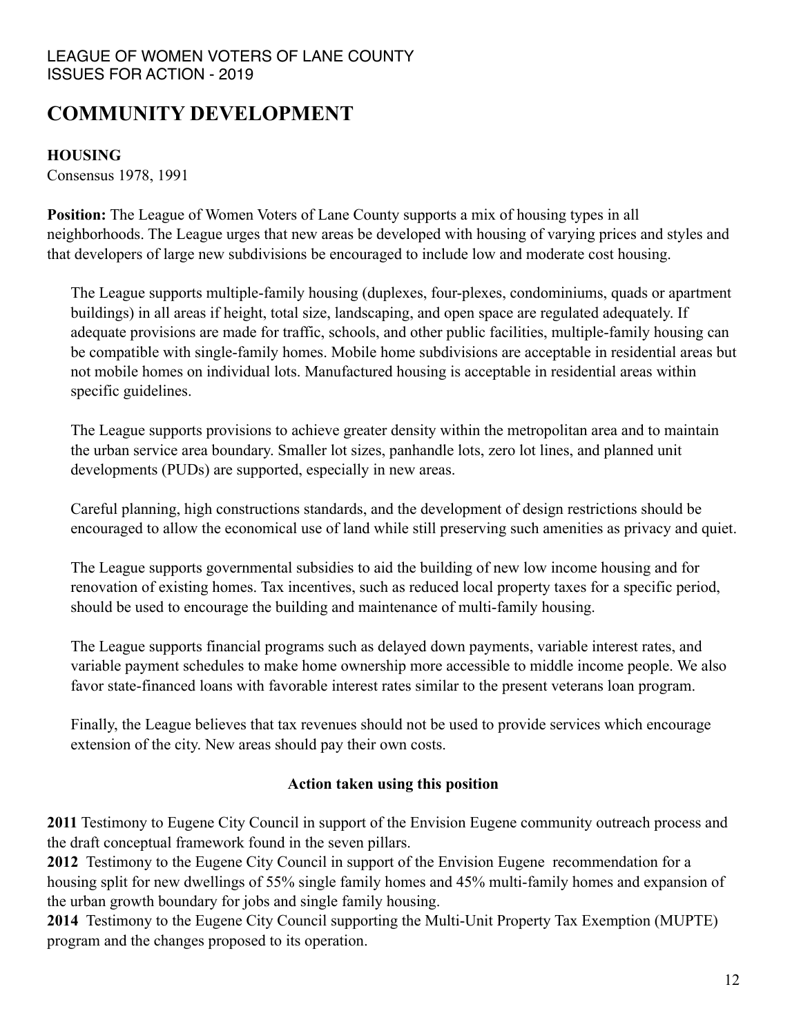LEAGUE OF WOMEN VOTERS OF LANE COUNTY
ISSUES FOR ACTION - 2019

# COMMUNITY DEVELOPMENT

## HOUSING

Consensus 1978, 1991

**Position:** The League of Women Voters of Lane County supports a mix of housing types in all neighborhoods. The League urges that new areas be developed with housing of varying prices and styles and that developers of large new subdivisions be encouraged to include low and moderate cost housing.

The League supports multiple-family housing (duplexes, four-plexes, condominiums, quads or apartment buildings) in all areas if height, total size, landscaping, and open space are regulated adequately. If adequate provisions are made for traffic, schools, and other public facilities, multiple-family housing can be compatible with single-family homes. Mobile home subdivisions are acceptable in residential areas but not mobile homes on individual lots. Manufactured housing is acceptable in residential areas within specific guidelines.

The League supports provisions to achieve greater density within the metropolitan area and to maintain the urban service area boundary. Smaller lot sizes, panhandle lots, zero lot lines, and planned unit developments (PUDs) are supported, especially in new areas.

Careful planning, high constructions standards, and the development of design restrictions should be encouraged to allow the economical use of land while still preserving such amenities as privacy and quiet.

The League supports governmental subsidies to aid the building of new low income housing and for renovation of existing homes. Tax incentives, such as reduced local property taxes for a specific period, should be used to encourage the building and maintenance of multi-family housing.

The League supports financial programs such as delayed down payments, variable interest rates, and variable payment schedules to make home ownership more accessible to middle income people. We also favor state-financed loans with favorable interest rates similar to the present veterans loan program.

Finally, the League believes that tax revenues should not be used to provide services which encourage extension of the city. New areas should pay their own costs.

**Action taken using this position**

**2011** Testimony to Eugene City Council in support of the Envision Eugene community outreach process and the draft conceptual framework found in the seven pillars.

**2012** Testimony to the Eugene City Council in support of the Envision Eugene recommendation for a housing split for new dwellings of 55% single family homes and 45% multi-family homes and expansion of the urban growth boundary for jobs and single family housing.

**2014** Testimony to the Eugene City Council supporting the Multi-Unit Property Tax Exemption (MUPTE) program and the changes proposed to its operation.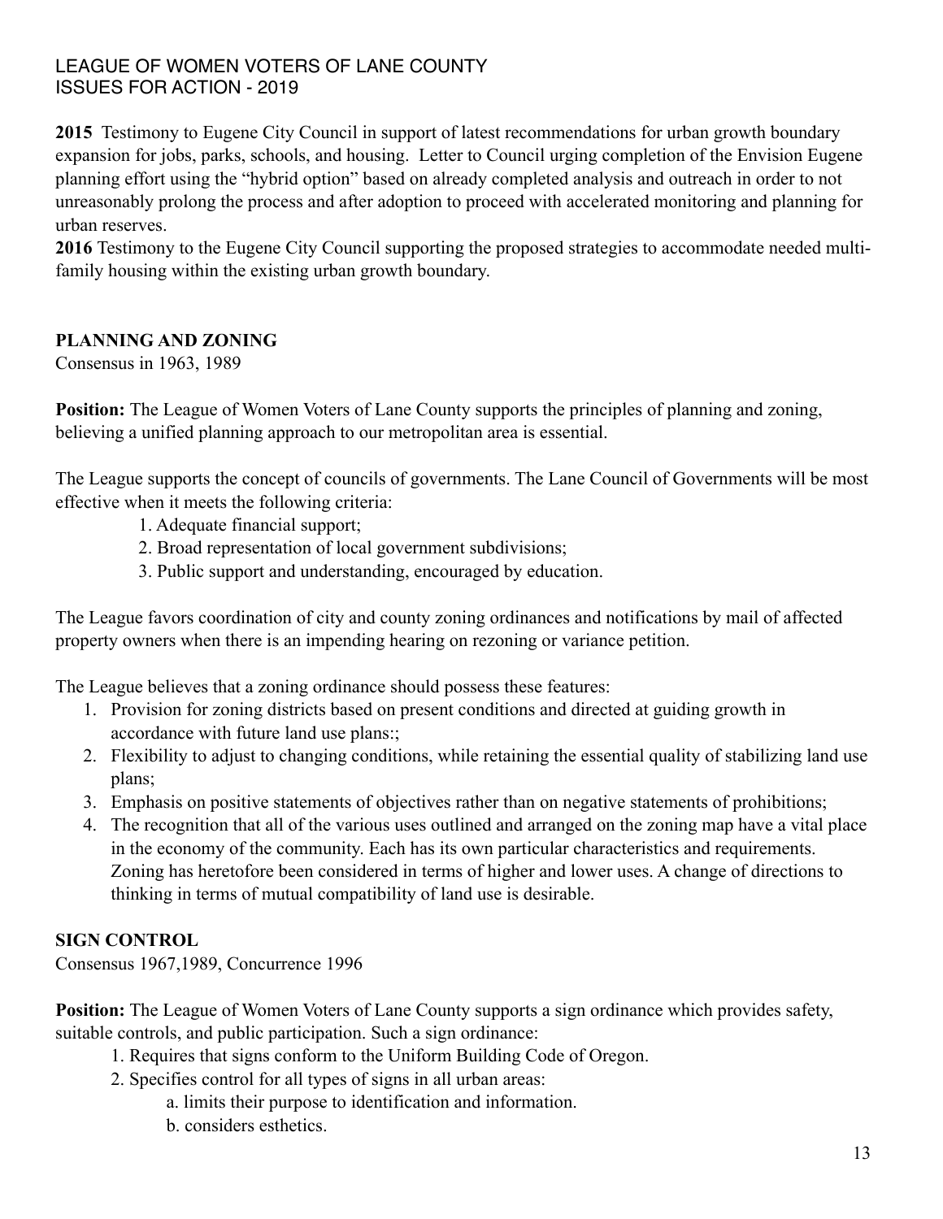**2015** Testimony to Eugene City Council in support of latest recommendations for urban growth boundary expansion for jobs, parks, schools, and housing. Letter to Council urging completion of the Envision Eugene planning effort using the "hybrid option" based on already completed analysis and outreach in order to not unreasonably prolong the process and after adoption to proceed with accelerated monitoring and planning for urban reserves.

**2016** Testimony to the Eugene City Council supporting the proposed strategies to accommodate needed multi-family housing within the existing urban growth boundary.

## PLANNING AND ZONING

Consensus in 1963, 1989

**Position:** The League of Women Voters of Lane County supports the principles of planning and zoning, believing a unified planning approach to our metropolitan area is essential.

The League supports the concept of councils of governments. The Lane Council of Governments will be most effective when it meets the following criteria:

1. Adequate financial support;
2. Broad representation of local government subdivisions;
3. Public support and understanding, encouraged by education.

The League favors coordination of city and county zoning ordinances and notifications by mail of affected property owners when there is an impending hearing on rezoning or variance petition.

The League believes that a zoning ordinance should possess these features:

1. Provision for zoning districts based on present conditions and directed at guiding growth in accordance with future land use plans:;
2. Flexibility to adjust to changing conditions, while retaining the essential quality of stabilizing land use plans;
3. Emphasis on positive statements of objectives rather than on negative statements of prohibitions;
4. The recognition that all of the various uses outlined and arranged on the zoning map have a vital place in the economy of the community. Each has its own particular characteristics and requirements. Zoning has heretofore been considered in terms of higher and lower uses. A change of directions to thinking in terms of mutual compatibility of land use is desirable.

## SIGN CONTROL

Consensus 1967,1989, Concurrence 1996

**Position:** The League of Women Voters of Lane County supports a sign ordinance which provides safety, suitable controls, and public participation. Such a sign ordinance:

1. Requires that signs conform to the Uniform Building Code of Oregon.
2. Specifies control for all types of signs in all urban areas:
   a. limits their purpose to identification and information.
   b. considers esthetics.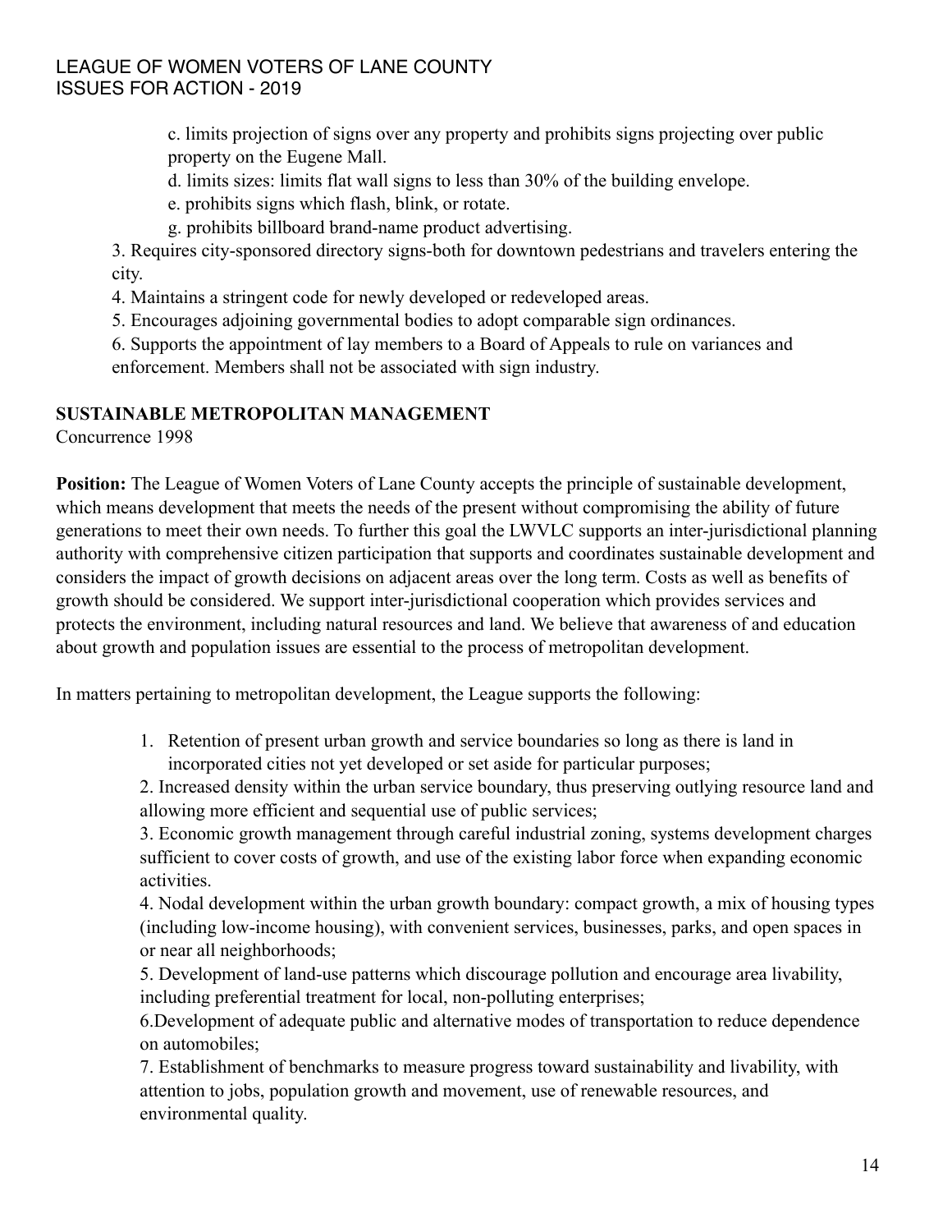c. limits projection of signs over any property and prohibits signs projecting over public property on the Eugene Mall.

d. limits sizes: limits flat wall signs to less than 30% of the building envelope.

e. prohibits signs which flash, blink, or rotate.

g. prohibits billboard brand-name product advertising.

3. Requires city-sponsored directory signs-both for downtown pedestrians and travelers entering the city.
4. Maintains a stringent code for newly developed or redeveloped areas.
5. Encourages adjoining governmental bodies to adopt comparable sign ordinances.
6. Supports the appointment of lay members to a Board of Appeals to rule on variances and enforcement. Members shall not be associated with sign industry.

## SUSTAINABLE METROPOLITAN MANAGEMENT

Concurrence 1998

**Position:** The League of Women Voters of Lane County accepts the principle of sustainable development, which means development that meets the needs of the present without compromising the ability of future generations to meet their own needs. To further this goal the LWVLC supports an inter-jurisdictional planning authority with comprehensive citizen participation that supports and coordinates sustainable development and considers the impact of growth decisions on adjacent areas over the long term. Costs as well as benefits of growth should be considered. We support inter-jurisdictional cooperation which provides services and protects the environment, including natural resources and land. We believe that awareness of and education about growth and population issues are essential to the process of metropolitan development.

In matters pertaining to metropolitan development, the League supports the following:

1. Retention of present urban growth and service boundaries so long as there is land in incorporated cities not yet developed or set aside for particular purposes;
2. Increased density within the urban service boundary, thus preserving outlying resource land and allowing more efficient and sequential use of public services;
3. Economic growth management through careful industrial zoning, systems development charges sufficient to cover costs of growth, and use of the existing labor force when expanding economic activities.
4. Nodal development within the urban growth boundary: compact growth, a mix of housing types (including low-income housing), with convenient services, businesses, parks, and open spaces in or near all neighborhoods;
5. Development of land-use patterns which discourage pollution and encourage area livability, including preferential treatment for local, non-polluting enterprises;
6. Development of adequate public and alternative modes of transportation to reduce dependence on automobiles;
7. Establishment of benchmarks to measure progress toward sustainability and livability, with attention to jobs, population growth and movement, use of renewable resources, and environmental quality.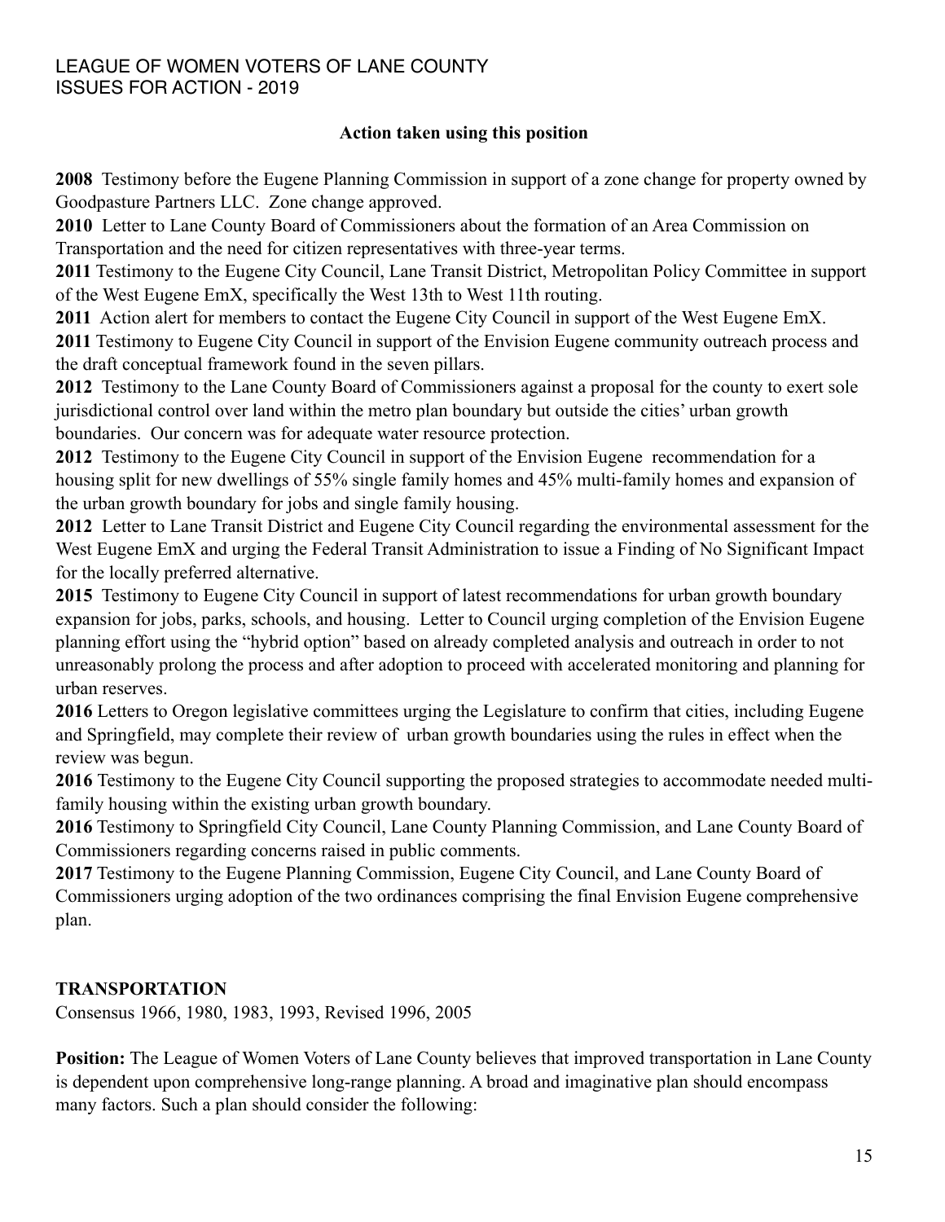**Action taken using this position**

**2008** Testimony before the Eugene Planning Commission in support of a zone change for property owned by Goodpasture Partners LLC. Zone change approved.

**2010** Letter to Lane County Board of Commissioners about the formation of an Area Commission on Transportation and the need for citizen representatives with three-year terms.

**2011** Testimony to the Eugene City Council, Lane Transit District, Metropolitan Policy Committee in support of the West Eugene EmX, specifically the West 13th to West 11th routing.

**2011** Action alert for members to contact the Eugene City Council in support of the West Eugene EmX.

**2011** Testimony to Eugene City Council in support of the Envision Eugene community outreach process and the draft conceptual framework found in the seven pillars.

**2012** Testimony to the Lane County Board of Commissioners against a proposal for the county to exert sole jurisdictional control over land within the metro plan boundary but outside the cities' urban growth boundaries. Our concern was for adequate water resource protection.

**2012** Testimony to the Eugene City Council in support of the Envision Eugene recommendation for a housing split for new dwellings of 55% single family homes and 45% multi-family homes and expansion of the urban growth boundary for jobs and single family housing.

**2012** Letter to Lane Transit District and Eugene City Council regarding the environmental assessment for the West Eugene EmX and urging the Federal Transit Administration to issue a Finding of No Significant Impact for the locally preferred alternative.

**2015** Testimony to Eugene City Council in support of latest recommendations for urban growth boundary expansion for jobs, parks, schools, and housing. Letter to Council urging completion of the Envision Eugene planning effort using the "hybrid option" based on already completed analysis and outreach in order to not unreasonably prolong the process and after adoption to proceed with accelerated monitoring and planning for urban reserves.

**2016** Letters to Oregon legislative committees urging the Legislature to confirm that cities, including Eugene and Springfield, may complete their review of urban growth boundaries using the rules in effect when the review was begun.

**2016** Testimony to the Eugene City Council supporting the proposed strategies to accommodate needed multi-family housing within the existing urban growth boundary.

**2016** Testimony to Springfield City Council, Lane County Planning Commission, and Lane County Board of Commissioners regarding concerns raised in public comments.

**2017** Testimony to the Eugene Planning Commission, Eugene City Council, and Lane County Board of Commissioners urging adoption of the two ordinances comprising the final Envision Eugene comprehensive plan.

## TRANSPORTATION

Consensus 1966, 1980, 1983, 1993, Revised 1996, 2005

**Position:** The League of Women Voters of Lane County believes that improved transportation in Lane County is dependent upon comprehensive long-range planning. A broad and imaginative plan should encompass many factors. Such a plan should consider the following: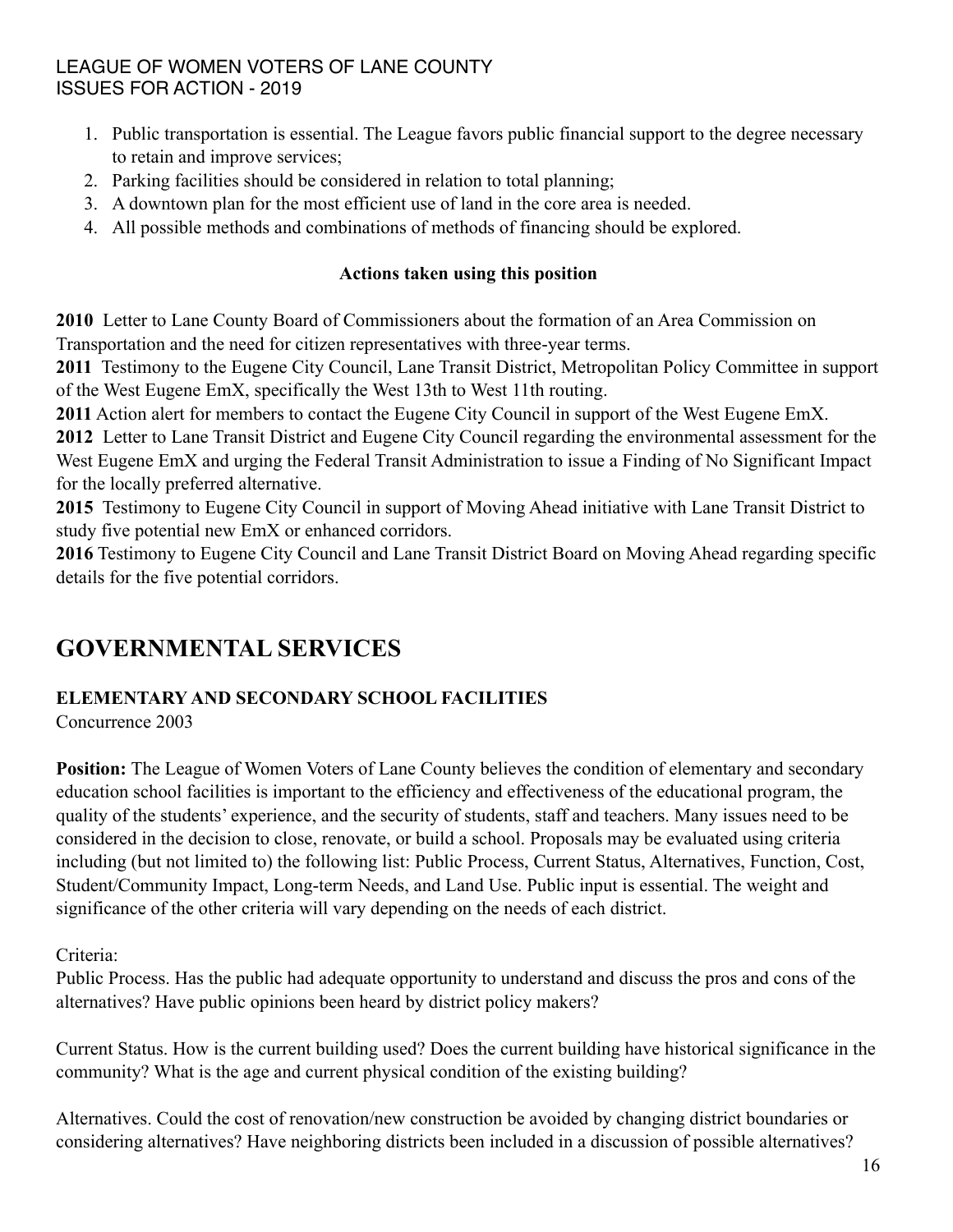1. Public transportation is essential. The League favors public financial support to the degree necessary to retain and improve services;
2. Parking facilities should be considered in relation to total planning;
3. A downtown plan for the most efficient use of land in the core area is needed.
4. All possible methods and combinations of methods of financing should be explored.

**Actions taken using this position**

**2010** Letter to Lane County Board of Commissioners about the formation of an Area Commission on Transportation and the need for citizen representatives with three-year terms.
**2011** Testimony to the Eugene City Council, Lane Transit District, Metropolitan Policy Committee in support of the West Eugene EmX, specifically the West 13th to West 11th routing.
**2011** Action alert for members to contact the Eugene City Council in support of the West Eugene EmX.
**2012** Letter to Lane Transit District and Eugene City Council regarding the environmental assessment for the West Eugene EmX and urging the Federal Transit Administration to issue a Finding of No Significant Impact for the locally preferred alternative.
**2015** Testimony to Eugene City Council in support of Moving Ahead initiative with Lane Transit District to study five potential new EmX or enhanced corridors.
**2016** Testimony to Eugene City Council and Lane Transit District Board on Moving Ahead regarding specific details for the five potential corridors.

# GOVERNMENTAL SERVICES

### ELEMENTARY AND SECONDARY SCHOOL FACILITIES

Concurrence 2003

**Position:** The League of Women Voters of Lane County believes the condition of elementary and secondary education school facilities is important to the efficiency and effectiveness of the educational program, the quality of the students' experience, and the security of students, staff and teachers. Many issues need to be considered in the decision to close, renovate, or build a school. Proposals may be evaluated using criteria including (but not limited to) the following list: Public Process, Current Status, Alternatives, Function, Cost, Student/Community Impact, Long-term Needs, and Land Use. Public input is essential. The weight and significance of the other criteria will vary depending on the needs of each district.

Criteria:

Public Process. Has the public had adequate opportunity to understand and discuss the pros and cons of the alternatives? Have public opinions been heard by district policy makers?

Current Status. How is the current building used? Does the current building have historical significance in the community? What is the age and current physical condition of the existing building?

Alternatives. Could the cost of renovation/new construction be avoided by changing district boundaries or considering alternatives? Have neighboring districts been included in a discussion of possible alternatives?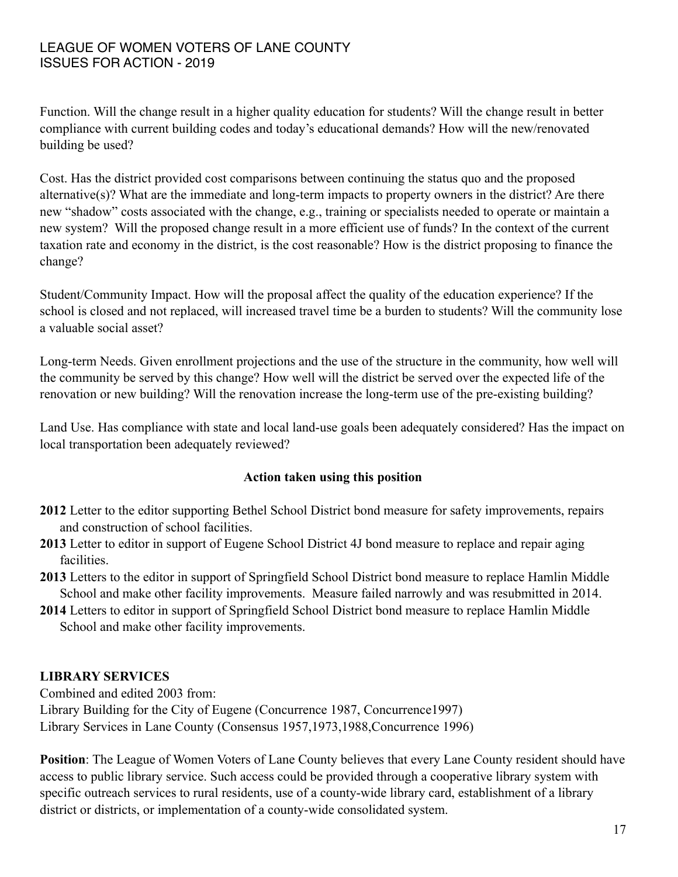Function. Will the change result in a higher quality education for students? Will the change result in better compliance with current building codes and today's educational demands? How will the new/renovated building be used?

Cost. Has the district provided cost comparisons between continuing the status quo and the proposed alternative(s)? What are the immediate and long-term impacts to property owners in the district? Are there new "shadow" costs associated with the change, e.g., training or specialists needed to operate or maintain a new system? Will the proposed change result in a more efficient use of funds? In the context of the current taxation rate and economy in the district, is the cost reasonable? How is the district proposing to finance the change?

Student/Community Impact. How will the proposal affect the quality of the education experience? If the school is closed and not replaced, will increased travel time be a burden to students? Will the community lose a valuable social asset?

Long-term Needs. Given enrollment projections and the use of the structure in the community, how well will the community be served by this change? How well will the district be served over the expected life of the renovation or new building? Will the renovation increase the long-term use of the pre-existing building?

Land Use. Has compliance with state and local land-use goals been adequately considered? Has the impact on local transportation been adequately reviewed?

**Action taken using this position**

**2012** Letter to the editor supporting Bethel School District bond measure for safety improvements, repairs and construction of school facilities.

**2013** Letter to editor in support of Eugene School District 4J bond measure to replace and repair aging facilities.

**2013** Letters to the editor in support of Springfield School District bond measure to replace Hamlin Middle School and make other facility improvements. Measure failed narrowly and was resubmitted in 2014.

**2014** Letters to editor in support of Springfield School District bond measure to replace Hamlin Middle School and make other facility improvements.

## LIBRARY SERVICES

Combined and edited 2003 from:
Library Building for the City of Eugene (Concurrence 1987, Concurrence1997)
Library Services in Lane County (Consensus 1957,1973,1988,Concurrence 1996)

**Position**: The League of Women Voters of Lane County believes that every Lane County resident should have access to public library service. Such access could be provided through a cooperative library system with specific outreach services to rural residents, use of a county-wide library card, establishment of a library district or districts, or implementation of a county-wide consolidated system.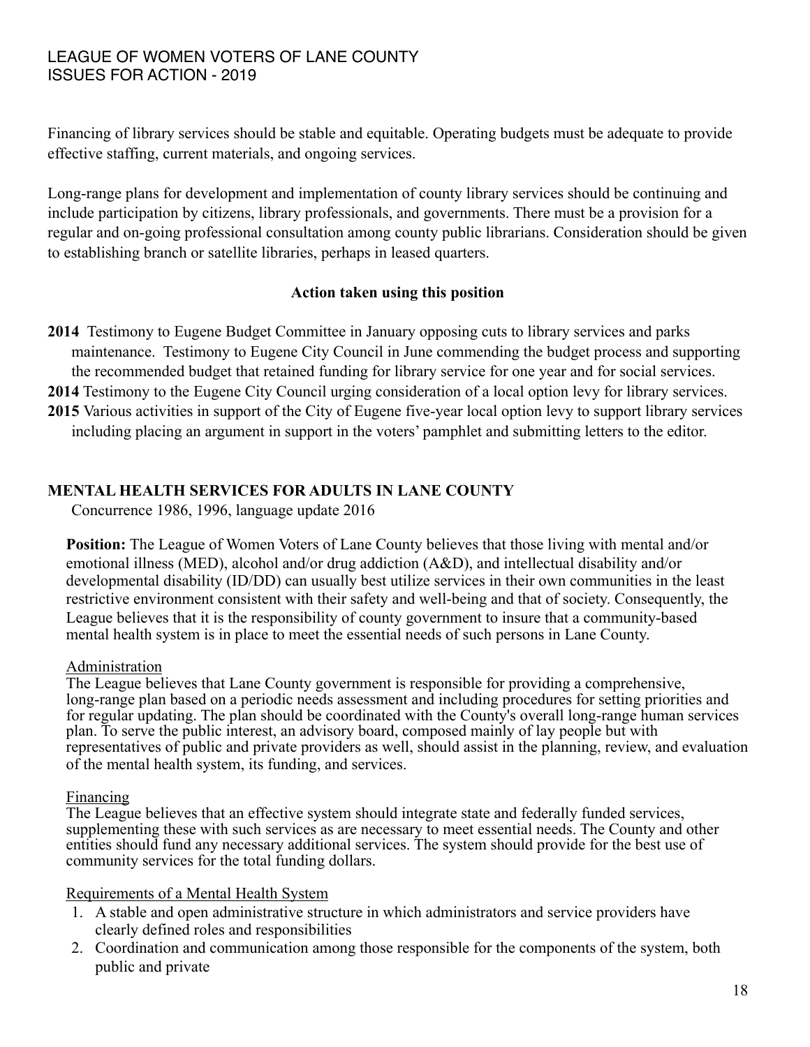Financing of library services should be stable and equitable. Operating budgets must be adequate to provide effective staffing, current materials, and ongoing services.

Long-range plans for development and implementation of county library services should be continuing and include participation by citizens, library professionals, and governments. There must be a provision for a regular and on-going professional consultation among county public librarians. Consideration should be given to establishing branch or satellite libraries, perhaps in leased quarters.

**Action taken using this position**

**2014** Testimony to Eugene Budget Committee in January opposing cuts to library services and parks maintenance. Testimony to Eugene City Council in June commending the budget process and supporting the recommended budget that retained funding for library service for one year and for social services.

**2014** Testimony to the Eugene City Council urging consideration of a local option levy for library services.

**2015** Various activities in support of the City of Eugene five-year local option levy to support library services including placing an argument in support in the voters' pamphlet and submitting letters to the editor.

## MENTAL HEALTH SERVICES FOR ADULTS IN LANE COUNTY

Concurrence 1986, 1996, language update 2016

**Position:** The League of Women Voters of Lane County believes that those living with mental and/or emotional illness (MED), alcohol and/or drug addiction (A&D), and intellectual disability and/or developmental disability (ID/DD) can usually best utilize services in their own communities in the least restrictive environment consistent with their safety and well-being and that of society. Consequently, the League believes that it is the responsibility of county government to insure that a community-based mental health system is in place to meet the essential needs of such persons in Lane County.

Administration

The League believes that Lane County government is responsible for providing a comprehensive, long-range plan based on a periodic needs assessment and including procedures for setting priorities and for regular updating. The plan should be coordinated with the County's overall long-range human services plan. To serve the public interest, an advisory board, composed mainly of lay people but with representatives of public and private providers as well, should assist in the planning, review, and evaluation of the mental health system, its funding, and services.

Financing

The League believes that an effective system should integrate state and federally funded services, supplementing these with such services as are necessary to meet essential needs. The County and other entities should fund any necessary additional services. The system should provide for the best use of community services for the total funding dollars.

Requirements of a Mental Health System

1. A stable and open administrative structure in which administrators and service providers have clearly defined roles and responsibilities
2. Coordination and communication among those responsible for the components of the system, both public and private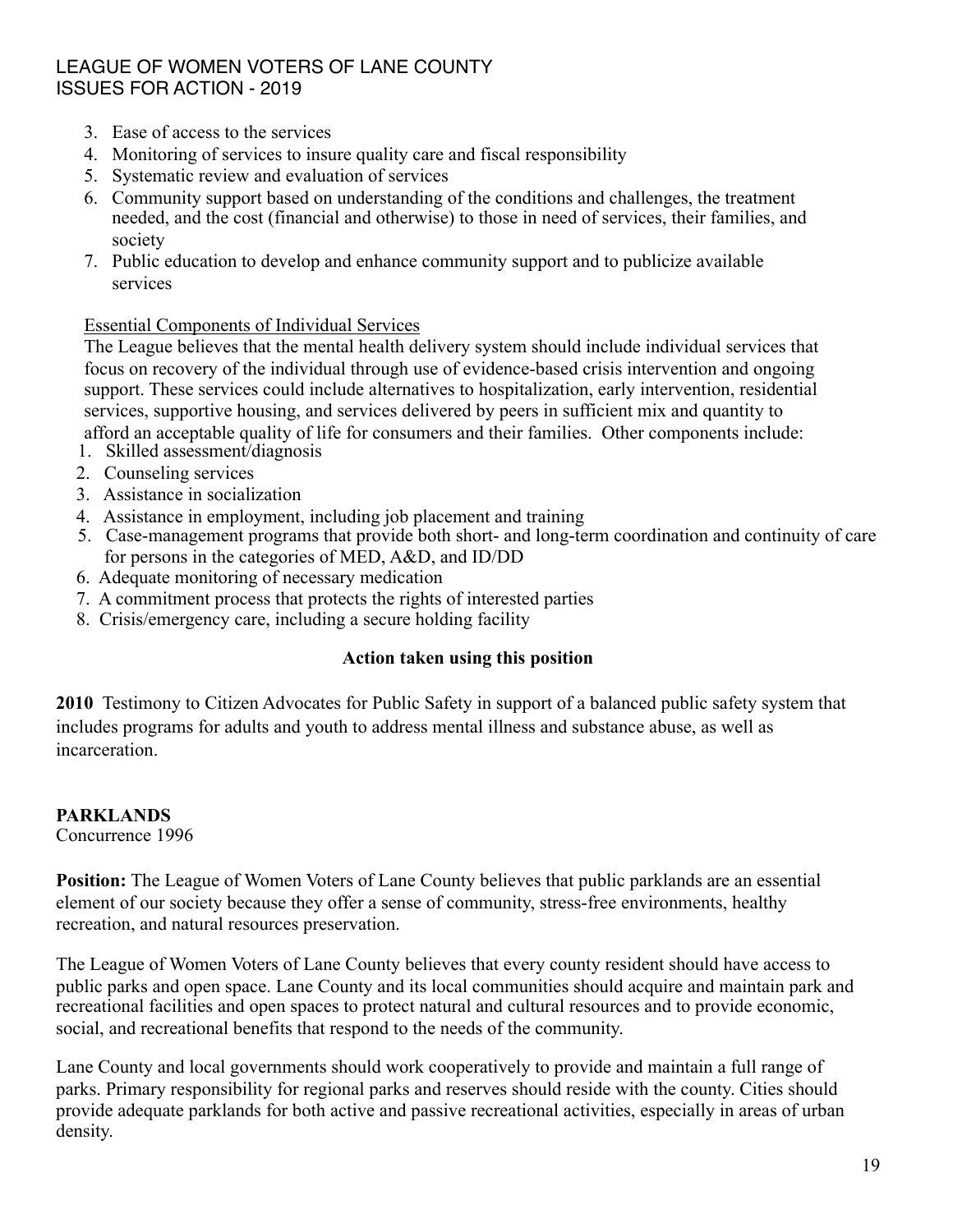3. Ease of access to the services
4. Monitoring of services to insure quality care and fiscal responsibility
5. Systematic review and evaluation of services
6. Community support based on understanding of the conditions and challenges, the treatment needed, and the cost (financial and otherwise) to those in need of services, their families, and society
7. Public education to develop and enhance community support and to publicize available services

Essential Components of Individual Services

The League believes that the mental health delivery system should include individual services that focus on recovery of the individual through use of evidence-based crisis intervention and ongoing support. These services could include alternatives to hospitalization, early intervention, residential services, supportive housing, and services delivered by peers in sufficient mix and quantity to afford an acceptable quality of life for consumers and their families. Other components include:

1. Skilled assessment/diagnosis
2. Counseling services
3. Assistance in socialization
4. Assistance in employment, including job placement and training
5. Case-management programs that provide both short- and long-term coordination and continuity of care for persons in the categories of MED, A&D, and ID/DD
6. Adequate monitoring of necessary medication
7. A commitment process that protects the rights of interested parties
8. Crisis/emergency care, including a secure holding facility

**Action taken using this position**

**2010** Testimony to Citizen Advocates for Public Safety in support of a balanced public safety system that includes programs for adults and youth to address mental illness and substance abuse, as well as incarceration.

## PARKLANDS

Concurrence 1996

**Position:** The League of Women Voters of Lane County believes that public parklands are an essential element of our society because they offer a sense of community, stress-free environments, healthy recreation, and natural resources preservation.

The League of Women Voters of Lane County believes that every county resident should have access to public parks and open space. Lane County and its local communities should acquire and maintain park and recreational facilities and open spaces to protect natural and cultural resources and to provide economic, social, and recreational benefits that respond to the needs of the community.

Lane County and local governments should work cooperatively to provide and maintain a full range of parks. Primary responsibility for regional parks and reserves should reside with the county. Cities should provide adequate parklands for both active and passive recreational activities, especially in areas of urban density.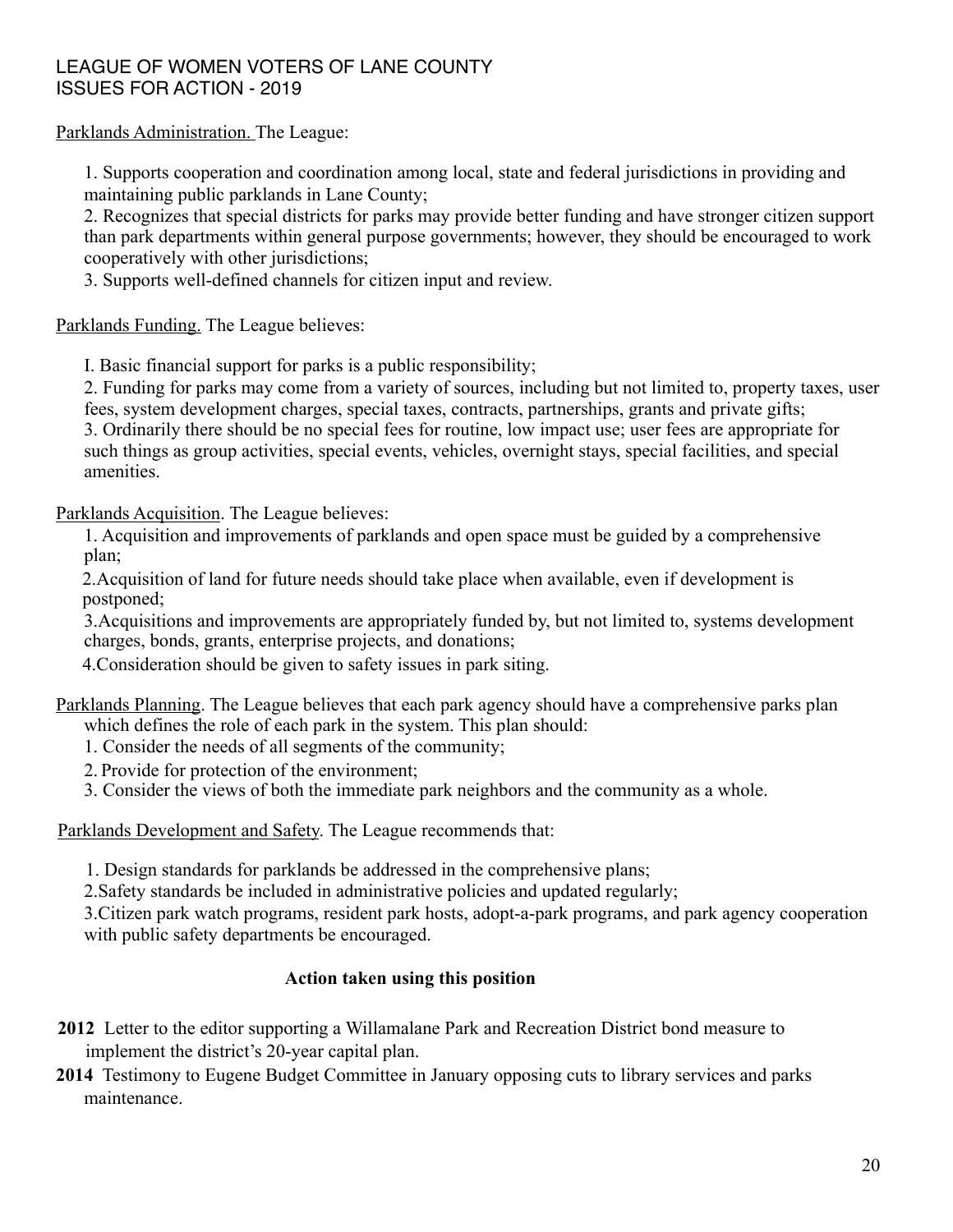LEAGUE OF WOMEN VOTERS OF LANE COUNTY
ISSUES FOR ACTION - 2019

Parklands Administration. The League:

1. Supports cooperation and coordination among local, state and federal jurisdictions in providing and maintaining public parklands in Lane County;
2. Recognizes that special districts for parks may provide better funding and have stronger citizen support than park departments within general purpose governments; however, they should be encouraged to work cooperatively with other jurisdictions;
3. Supports well-defined channels for citizen input and review.

Parklands Funding. The League believes:

I. Basic financial support for parks is a public responsibility;
2. Funding for parks may come from a variety of sources, including but not limited to, property taxes, user fees, system development charges, special taxes, contracts, partnerships, grants and private gifts;
3. Ordinarily there should be no special fees for routine, low impact use; user fees are appropriate for such things as group activities, special events, vehicles, overnight stays, special facilities, and special amenities.

Parklands Acquisition. The League believes:

1. Acquisition and improvements of parklands and open space must be guided by a comprehensive plan;
2. Acquisition of land for future needs should take place when available, even if development is postponed;
3. Acquisitions and improvements are appropriately funded by, but not limited to, systems development charges, bonds, grants, enterprise projects, and donations;
4. Consideration should be given to safety issues in park siting.

Parklands Planning. The League believes that each park agency should have a comprehensive parks plan which defines the role of each park in the system. This plan should:

1. Consider the needs of all segments of the community;
2. Provide for protection of the environment;
3. Consider the views of both the immediate park neighbors and the community as a whole.

Parklands Development and Safety. The League recommends that:

1. Design standards for parklands be addressed in the comprehensive plans;
2. Safety standards be included in administrative policies and updated regularly;
3. Citizen park watch programs, resident park hosts, adopt-a-park programs, and park agency cooperation with public safety departments be encouraged.

**Action taken using this position**

**2012** Letter to the editor supporting a Willamalane Park and Recreation District bond measure to implement the district's 20-year capital plan.

**2014** Testimony to Eugene Budget Committee in January opposing cuts to library services and parks maintenance.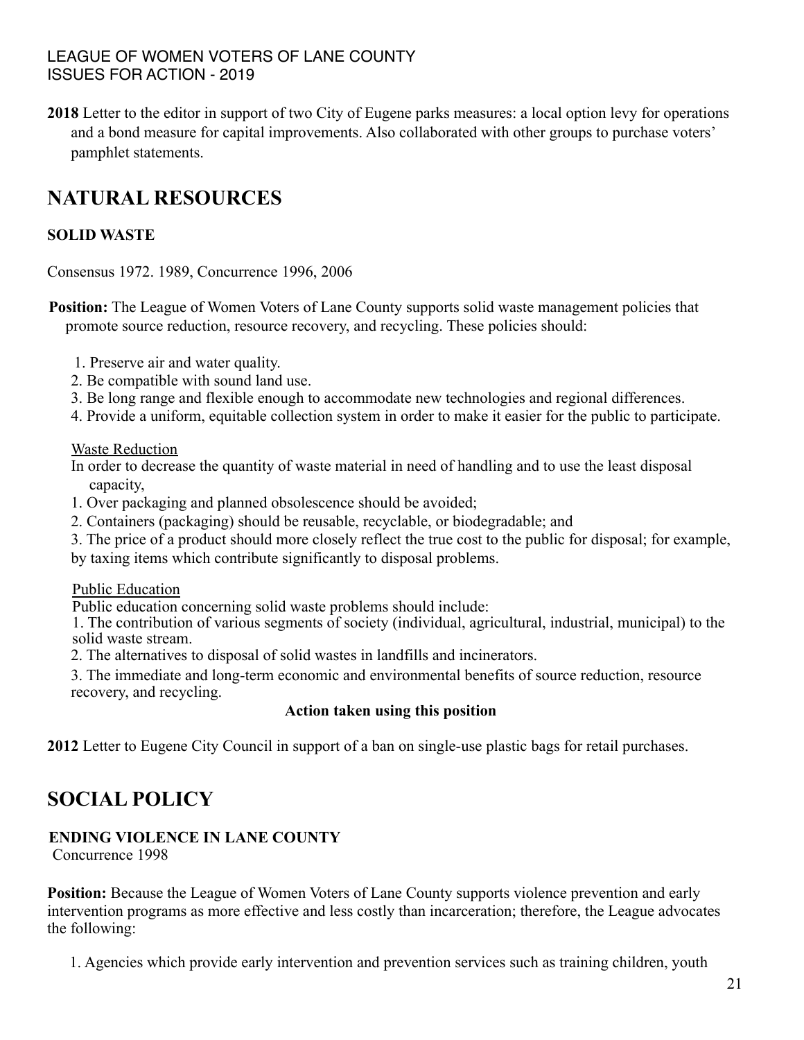**2018** Letter to the editor in support of two City of Eugene parks measures: a local option levy for operations and a bond measure for capital improvements. Also collaborated with other groups to purchase voters' pamphlet statements.

# NATURAL RESOURCES

### SOLID WASTE

Consensus 1972. 1989, Concurrence 1996, 2006

**Position:** The League of Women Voters of Lane County supports solid waste management policies that promote source reduction, resource recovery, and recycling. These policies should:

1. Preserve air and water quality.
2. Be compatible with sound land use.
3. Be long range and flexible enough to accommodate new technologies and regional differences.
4. Provide a uniform, equitable collection system in order to make it easier for the public to participate.

Waste Reduction

In order to decrease the quantity of waste material in need of handling and to use the least disposal capacity,

1. Over packaging and planned obsolescence should be avoided;
2. Containers (packaging) should be reusable, recyclable, or biodegradable; and
3. The price of a product should more closely reflect the true cost to the public for disposal; for example, by taxing items which contribute significantly to disposal problems.

Public Education

Public education concerning solid waste problems should include:

1. The contribution of various segments of society (individual, agricultural, industrial, municipal) to the solid waste stream.
2. The alternatives to disposal of solid wastes in landfills and incinerators.
3. The immediate and long-term economic and environmental benefits of source reduction, resource recovery, and recycling.

**Action taken using this position**

**2012** Letter to Eugene City Council in support of a ban on single-use plastic bags for retail purchases.

# SOCIAL POLICY

### ENDING VIOLENCE IN LANE COUNTY

Concurrence 1998

**Position:** Because the League of Women Voters of Lane County supports violence prevention and early intervention programs as more effective and less costly than incarceration; therefore, the League advocates the following:

1. Agencies which provide early intervention and prevention services such as training children, youth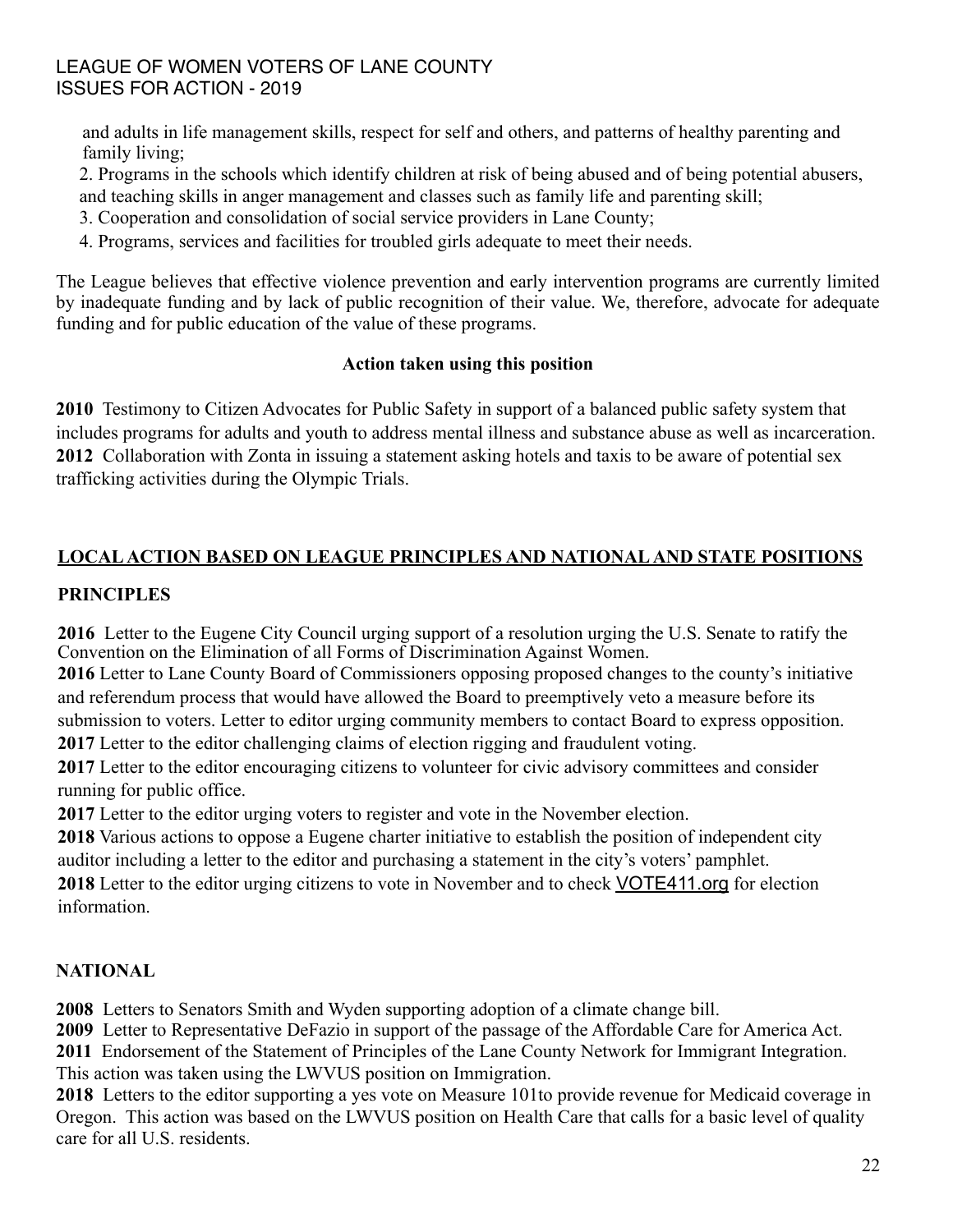and adults in life management skills, respect for self and others, and patterns of healthy parenting and family living;

2. Programs in the schools which identify children at risk of being abused and of being potential abusers, and teaching skills in anger management and classes such as family life and parenting skill;
3. Cooperation and consolidation of social service providers in Lane County;
4. Programs, services and facilities for troubled girls adequate to meet their needs.

The League believes that effective violence prevention and early intervention programs are currently limited by inadequate funding and by lack of public recognition of their value. We, therefore, advocate for adequate funding and for public education of the value of these programs.

**Action taken using this position**

**2010** Testimony to Citizen Advocates for Public Safety in support of a balanced public safety system that includes programs for adults and youth to address mental illness and substance abuse as well as incarceration.
**2012** Collaboration with Zonta in issuing a statement asking hotels and taxis to be aware of potential sex trafficking activities during the Olympic Trials.

## LOCAL ACTION BASED ON LEAGUE PRINCIPLES AND NATIONAL AND STATE POSITIONS

### PRINCIPLES

**2016** Letter to the Eugene City Council urging support of a resolution urging the U.S. Senate to ratify the Convention on the Elimination of all Forms of Discrimination Against Women.
**2016** Letter to Lane County Board of Commissioners opposing proposed changes to the county's initiative and referendum process that would have allowed the Board to preemptively veto a measure before its submission to voters. Letter to editor urging community members to contact Board to express opposition.
**2017** Letter to the editor challenging claims of election rigging and fraudulent voting.
**2017** Letter to the editor encouraging citizens to volunteer for civic advisory committees and consider running for public office.
**2017** Letter to the editor urging voters to register and vote in the November election.
**2018** Various actions to oppose a Eugene charter initiative to establish the position of independent city auditor including a letter to the editor and purchasing a statement in the city's voters' pamphlet.
**2018** Letter to the editor urging citizens to vote in November and to check VOTE411.org for election information.

### NATIONAL

**2008** Letters to Senators Smith and Wyden supporting adoption of a climate change bill.
**2009** Letter to Representative DeFazio in support of the passage of the Affordable Care for America Act.
**2011** Endorsement of the Statement of Principles of the Lane County Network for Immigrant Integration. This action was taken using the LWVUS position on Immigration.
**2018** Letters to the editor supporting a yes vote on Measure 101to provide revenue for Medicaid coverage in Oregon. This action was based on the LWVUS position on Health Care that calls for a basic level of quality care for all U.S. residents.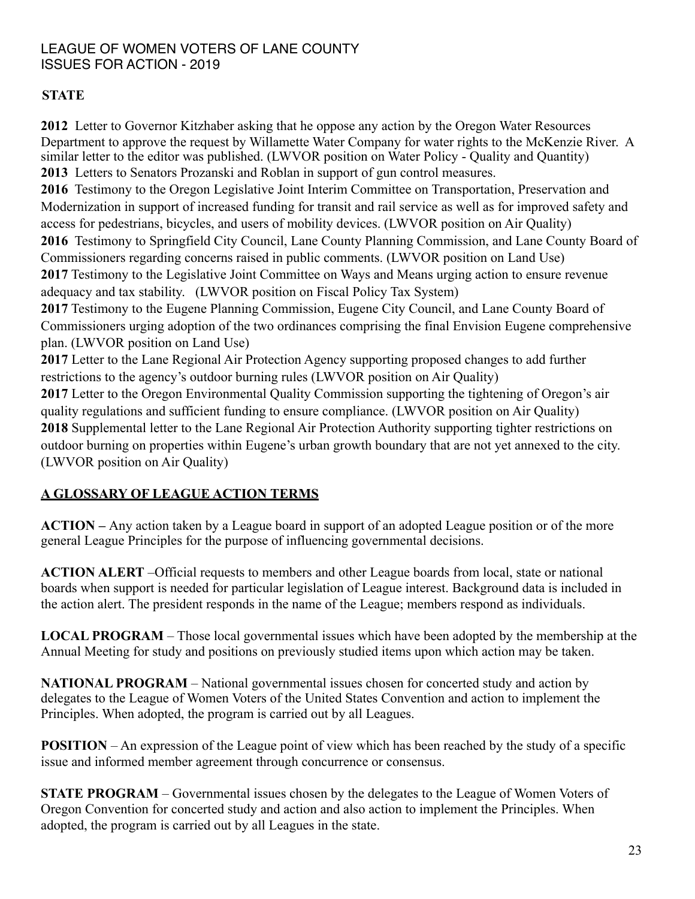LEAGUE OF WOMEN VOTERS OF LANE COUNTY
ISSUES FOR ACTION - 2019

## STATE

**2012** Letter to Governor Kitzhaber asking that he oppose any action by the Oregon Water Resources Department to approve the request by Willamette Water Company for water rights to the McKenzie River. A similar letter to the editor was published. (LWVOR position on Water Policy - Quality and Quantity)

**2013** Letters to Senators Prozanski and Roblan in support of gun control measures.

**2016** Testimony to the Oregon Legislative Joint Interim Committee on Transportation, Preservation and Modernization in support of increased funding for transit and rail service as well as for improved safety and access for pedestrians, bicycles, and users of mobility devices. (LWVOR position on Air Quality)

**2016** Testimony to Springfield City Council, Lane County Planning Commission, and Lane County Board of Commissioners regarding concerns raised in public comments. (LWVOR position on Land Use)

**2017** Testimony to the Legislative Joint Committee on Ways and Means urging action to ensure revenue adequacy and tax stability. (LWVOR position on Fiscal Policy Tax System)

**2017** Testimony to the Eugene Planning Commission, Eugene City Council, and Lane County Board of Commissioners urging adoption of the two ordinances comprising the final Envision Eugene comprehensive plan. (LWVOR position on Land Use)

**2017** Letter to the Lane Regional Air Protection Agency supporting proposed changes to add further restrictions to the agency's outdoor burning rules (LWVOR position on Air Quality)

**2017** Letter to the Oregon Environmental Quality Commission supporting the tightening of Oregon's air quality regulations and sufficient funding to ensure compliance. (LWVOR position on Air Quality)

**2018** Supplemental letter to the Lane Regional Air Protection Authority supporting tighter restrictions on outdoor burning on properties within Eugene's urban growth boundary that are not yet annexed to the city. (LWVOR position on Air Quality)

## A GLOSSARY OF LEAGUE ACTION TERMS

**ACTION –** Any action taken by a League board in support of an adopted League position or of the more general League Principles for the purpose of influencing governmental decisions.

**ACTION ALERT** –Official requests to members and other League boards from local, state or national boards when support is needed for particular legislation of League interest. Background data is included in the action alert. The president responds in the name of the League; members respond as individuals.

**LOCAL PROGRAM** – Those local governmental issues which have been adopted by the membership at the Annual Meeting for study and positions on previously studied items upon which action may be taken.

**NATIONAL PROGRAM** – National governmental issues chosen for concerted study and action by delegates to the League of Women Voters of the United States Convention and action to implement the Principles. When adopted, the program is carried out by all Leagues.

**POSITION** – An expression of the League point of view which has been reached by the study of a specific issue and informed member agreement through concurrence or consensus.

**STATE PROGRAM** – Governmental issues chosen by the delegates to the League of Women Voters of Oregon Convention for concerted study and action and also action to implement the Principles. When adopted, the program is carried out by all Leagues in the state.